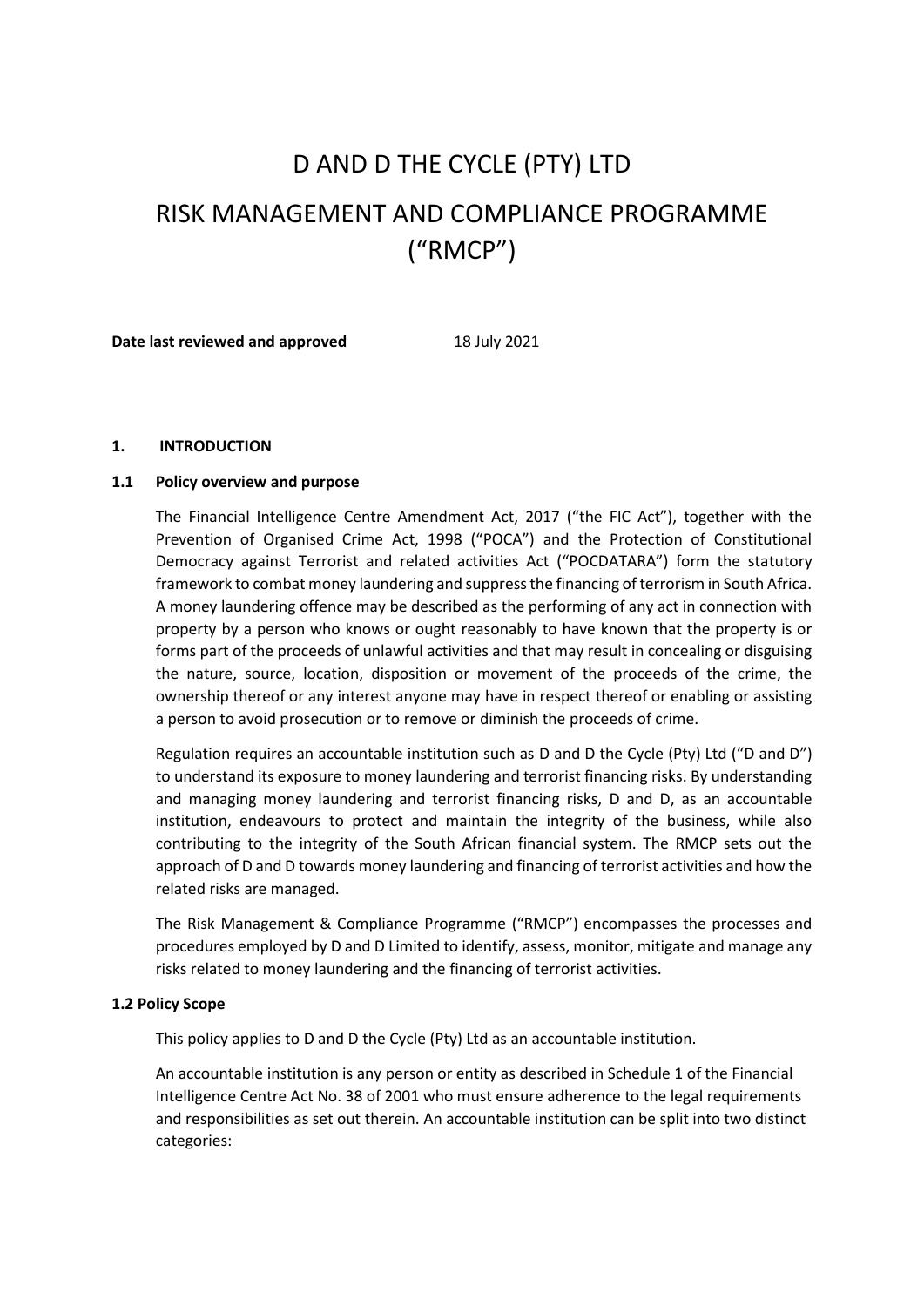# D AND D THE CYCLE (PTY) LTD

# RISK MANAGEMENT AND COMPLIANCE PROGRAMME ("RMCP")

**Date last reviewed and approved** 18 July 2021

## 1. INTRODUCTION

### 1.1 Policy overview and purpose

The Financial Intelligence Centre Amendment Act, 2017 ("the FIC Act"), together with the Prevention of Organised Crime Act, 1998 ("POCA") and the Protection of Constitutional Democracy against Terrorist and related activities Act ("POCDATARA") form the statutory framework to combat money laundering and suppress the financing of terrorism in South Africa. A money laundering offence may be described as the performing of any act in connection with property by a person who knows or ought reasonably to have known that the property is or forms part of the proceeds of unlawful activities and that may result in concealing or disguising the nature, source, location, disposition or movement of the proceeds of the crime, the ownership thereof or any interest anyone may have in respect thereof or enabling or assisting a person to avoid prosecution or to remove or diminish the proceeds of crime.

Regulation requires an accountable institution such as D and D the Cycle (Pty) Ltd ("D and D") to understand its exposure to money laundering and terrorist financing risks. By understanding and managing money laundering and terrorist financing risks, D and D, as an accountable institution, endeavours to protect and maintain the integrity of the business, while also contributing to the integrity of the South African financial system. The RMCP sets out the approach of D and D towards money laundering and financing of terrorist activities and how the related risks are managed.

The Risk Management & Compliance Programme ("RMCP") encompasses the processes and procedures employed by D and D Limited to identify, assess, monitor, mitigate and manage any risks related to money laundering and the financing of terrorist activities.

### 1.2 Policy Scope

This policy applies to D and D the Cycle (Pty) Ltd as an accountable institution.

An accountable institution is any person or entity as described in Schedule 1 of the Financial Intelligence Centre Act No. 38 of 2001 who must ensure adherence to the legal requirements and responsibilities as set out therein. An accountable institution can be split into two distinct categories: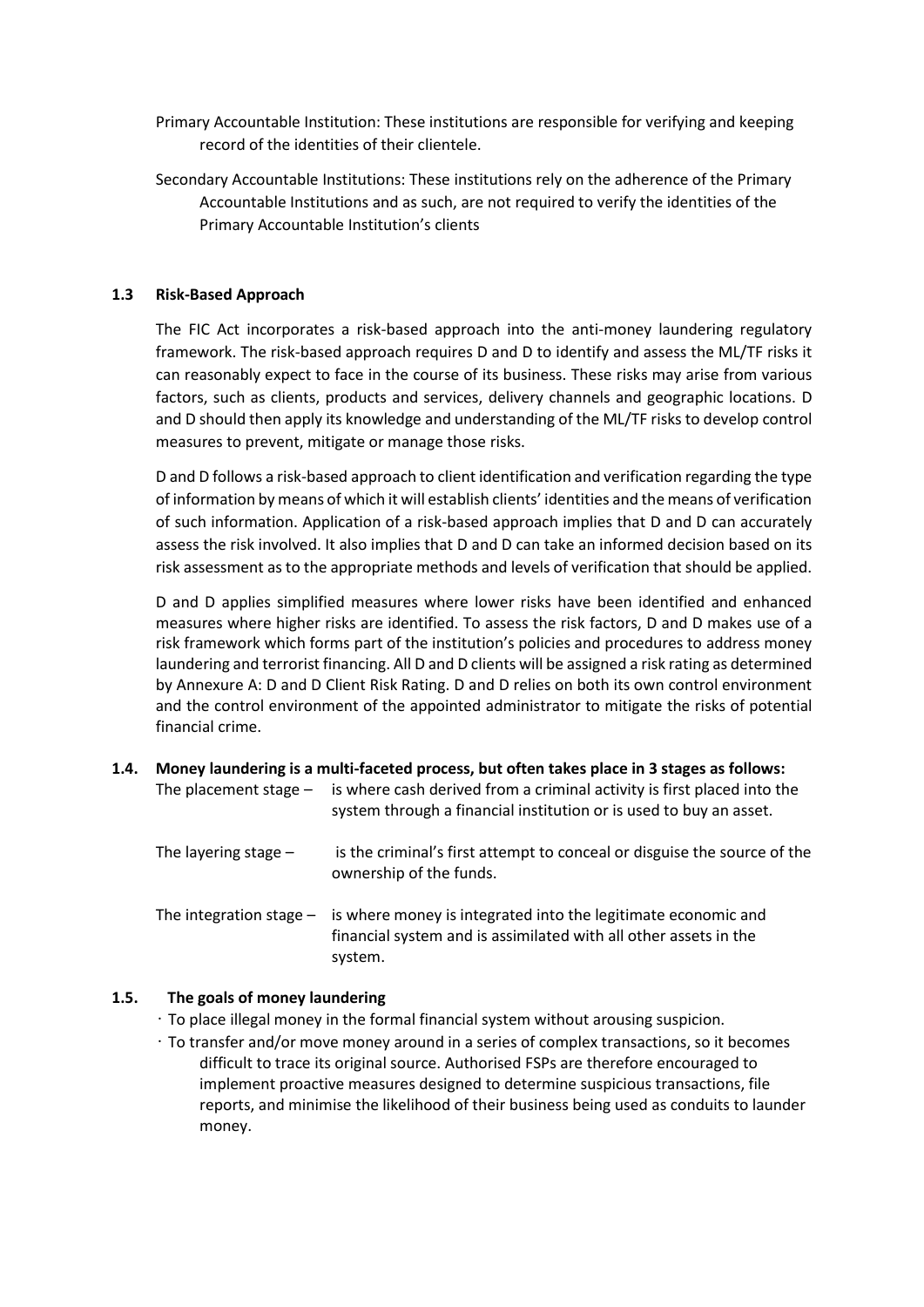Primary Accountable Institution: These institutions are responsible for verifying and keeping record of the identities of their clientele.

Secondary Accountable Institutions: These institutions rely on the adherence of the Primary Accountable Institutions and as such, are not required to verify the identities of the Primary Accountable Institution's clients

### 1.3 Risk-Based Approach

The FIC Act incorporates a risk-based approach into the anti-money laundering regulatory framework. The risk-based approach requires D and D to identify and assess the ML/TF risks it can reasonably expect to face in the course of its business. These risks may arise from various factors, such as clients, products and services, delivery channels and geographic locations. D and D should then apply its knowledge and understanding of the ML/TF risks to develop control measures to prevent, mitigate or manage those risks.

D and D follows a risk-based approach to client identification and verification regarding the type of information by means of which it will establish clients' identities and the means of verification of such information. Application of a risk-based approach implies that D and D can accurately assess the risk involved. It also implies that D and D can take an informed decision based on its risk assessment as to the appropriate methods and levels of verification that should be applied.

D and D applies simplified measures where lower risks have been identified and enhanced measures where higher risks are identified. To assess the risk factors, D and D makes use of a risk framework which forms part of the institution's policies and procedures to address money laundering and terrorist financing. All D and D clients will be assigned a risk rating as determined by Annexure A: D and D Client Risk Rating. D and D relies on both its own control environment and the control environment of the appointed administrator to mitigate the risks of potential financial crime.

### 1.4. Money laundering is a multi-faceted process, but often takes place in 3 stages as follows:

The placement stage – is where cash derived from a criminal activity is first placed into the system through a financial institution or is used to buy an asset.

The layering stage – is the criminal's first attempt to conceal or disguise the source of the ownership of the funds.

The integration stage – is where money is integrated into the legitimate economic and financial system and is assimilated with all other assets in the system.

### 1.5. The goals of money laundering

- To place illegal money in the formal financial system without arousing suspicion.
- To transfer and/or move money around in a series of complex transactions, so it becomes difficult to trace its original source. Authorised FSPs are therefore encouraged to implement proactive measures designed to determine suspicious transactions, file reports, and minimise the likelihood of their business being used as conduits to launder money.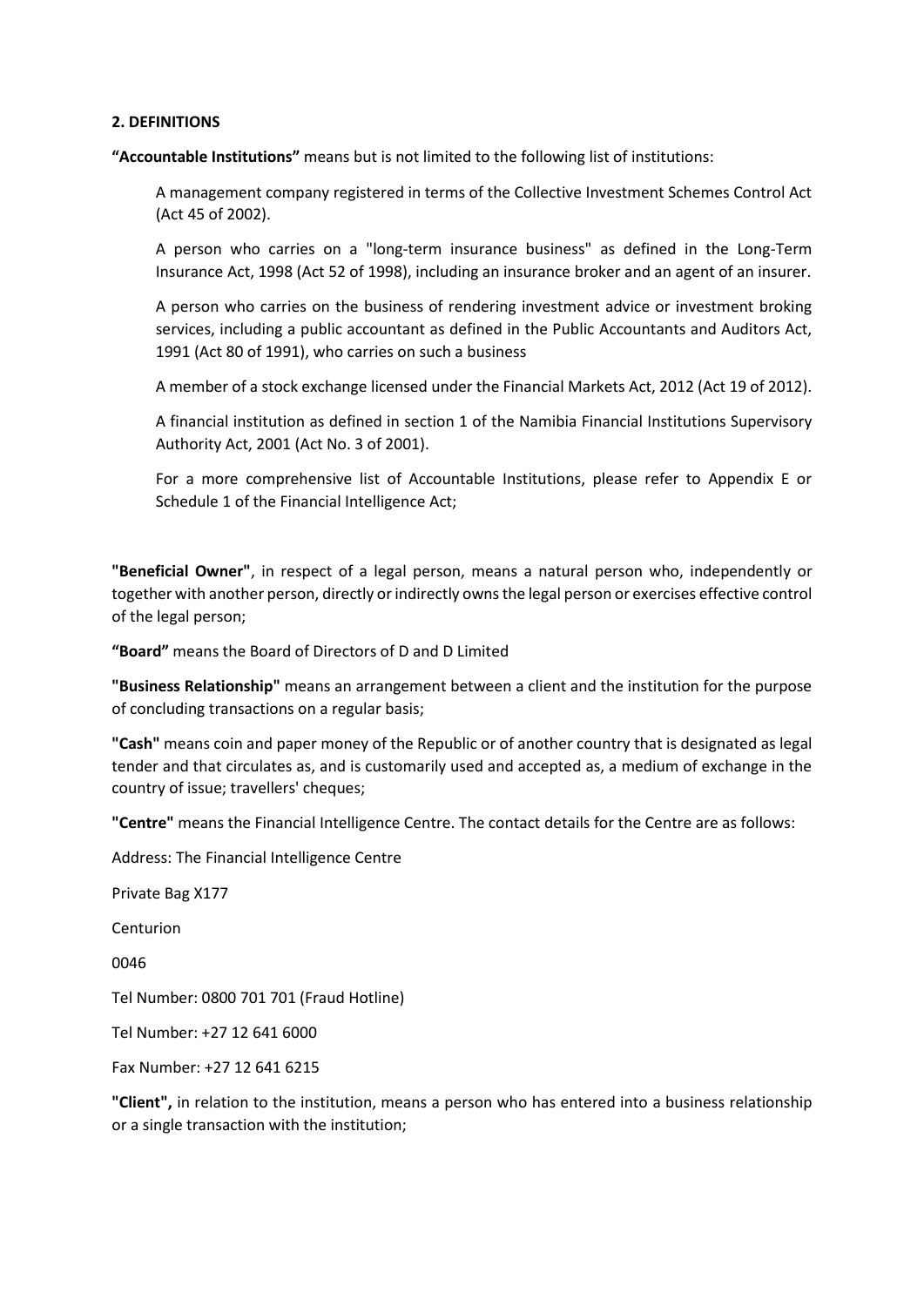**2. DEFINITIONS**

**"Accountable Institutions"** means but is not limited to the following list of institutions:

A management company registered in terms of the Collective Investment Schemes Control Act (Act 45 of 2002).

A person who carries on a "long-term insurance business" as defined in the Long-Term Insurance Act, 1998 (Act 52 of 1998), including an insurance broker and an agent of an insurer.

A person who carries on the business of rendering investment advice or investment broking services, including a public accountant as defined in the Public Accountants and Auditors Act, 1991 (Act 80 of 1991), who carries on such a business

A member of a stock exchange licensed under the Financial Markets Act, 2012 (Act 19 of 2012).

A financial institution as defined in section 1 of the Namibia Financial Institutions Supervisory Authority Act, 2001 (Act No. 3 of 2001).

For a more comprehensive list of Accountable Institutions, please refer to Appendix E or Schedule 1 of the Financial Intelligence Act;

**"Beneficial Owner"**, in respect of a legal person, means a natural person who, independently or together with another person, directly or indirectly owns the legal person or exercises effective control of the legal person;

**"Board"** means the Board of Directors of D and D Limited

**"Business Relationship"** means an arrangement between a client and the institution for the purpose of concluding transactions on a regular basis;

**"Cash"** means coin and paper money of the Republic or of another country that is designated as legal tender and that circulates as, and is customarily used and accepted as, a medium of exchange in the country of issue; travellers' cheques;

**"Centre"** means the Financial Intelligence Centre. The contact details for the Centre are as follows:

Address: The Financial Intelligence Centre

Private Bag X177

Centurion

0046

Tel Number: 0800 701 701 (Fraud Hotline)

Tel Number: +27 12 641 6000

Fax Number: +27 12 641 6215

**"Client",** in relation to the institution, means a person who has entered into a business relationship or a single transaction with the institution;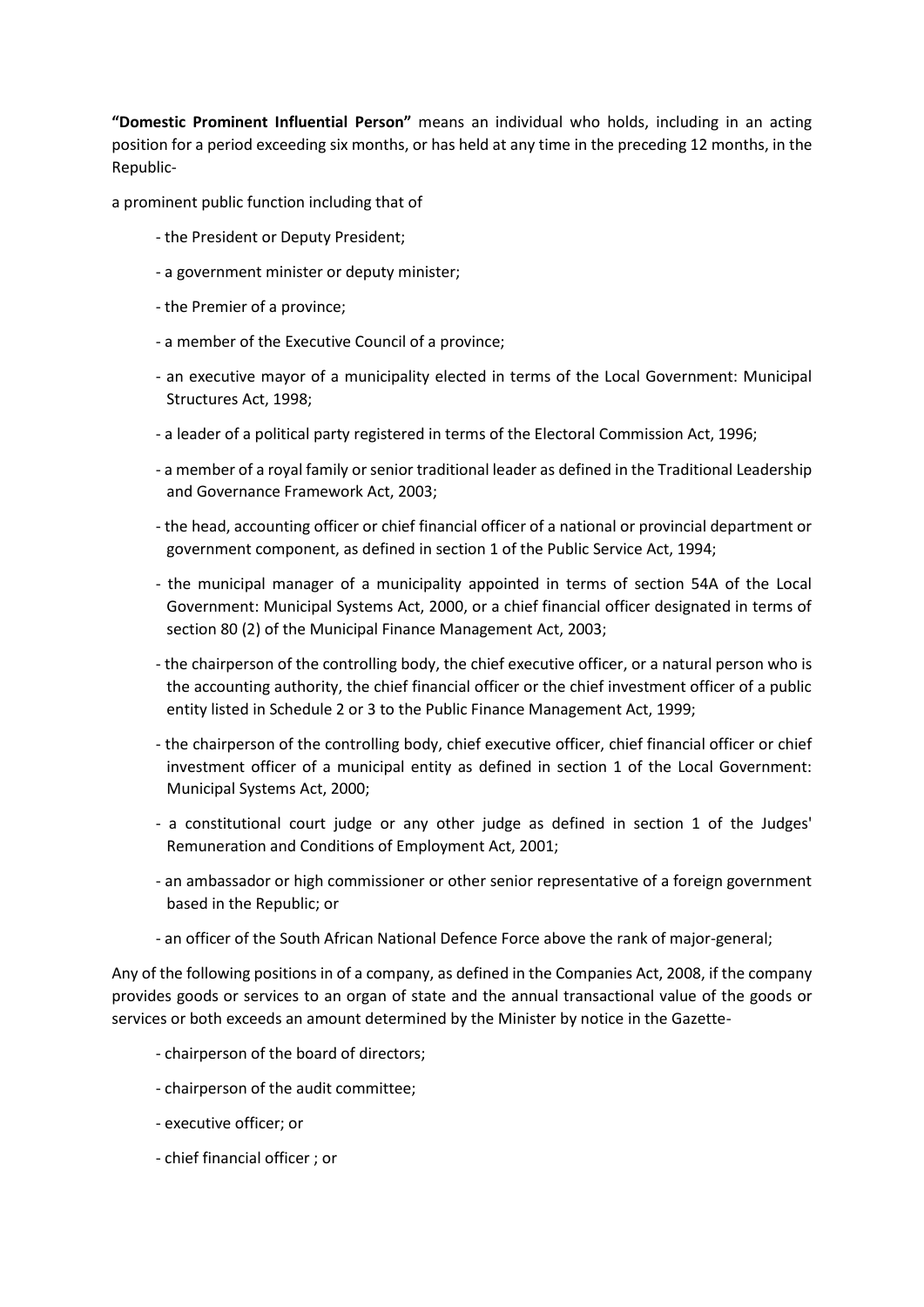**"Domestic Prominent Influential Person"** means an individual who holds, including in an acting position for a period exceeding six months, or has held at any time in the preceding 12 months, in the Republic-

a prominent public function including that of

- the President or Deputy President;
- a government minister or deputy minister;
- the Premier of a province;
- a member of the Executive Council of a province;
- an executive mayor of a municipality elected in terms of the Local Government: Municipal Structures Act, 1998;
- a leader of a political party registered in terms of the Electoral Commission Act, 1996;
- a member of a royal family or senior traditional leader as defined in the Traditional Leadership and Governance Framework Act, 2003;
- the head, accounting officer or chief financial officer of a national or provincial department or government component, as defined in section 1 of the Public Service Act, 1994;
- the municipal manager of a municipality appointed in terms of section 54A of the Local Government: Municipal Systems Act, 2000, or a chief financial officer designated in terms of section 80 (2) of the Municipal Finance Management Act, 2003;
- the chairperson of the controlling body, the chief executive officer, or a natural person who is the accounting authority, the chief financial officer or the chief investment officer of a public entity listed in Schedule 2 or 3 to the Public Finance Management Act, 1999;
- the chairperson of the controlling body, chief executive officer, chief financial officer or chief investment officer of a municipal entity as defined in section 1 of the Local Government: Municipal Systems Act, 2000;
- a constitutional court judge or any other judge as defined in section 1 of the Judges' Remuneration and Conditions of Employment Act, 2001;
- an ambassador or high commissioner or other senior representative of a foreign government based in the Republic; or
- an officer of the South African National Defence Force above the rank of major-general;

Any of the following positions in of a company, as defined in the Companies Act, 2008, if the company provides goods or services to an organ of state and the annual transactional value of the goods or services or both exceeds an amount determined by the Minister by notice in the Gazette-

- chairperson of the board of directors;
- chairperson of the audit committee;
- executive officer; or
- chief financial officer ; or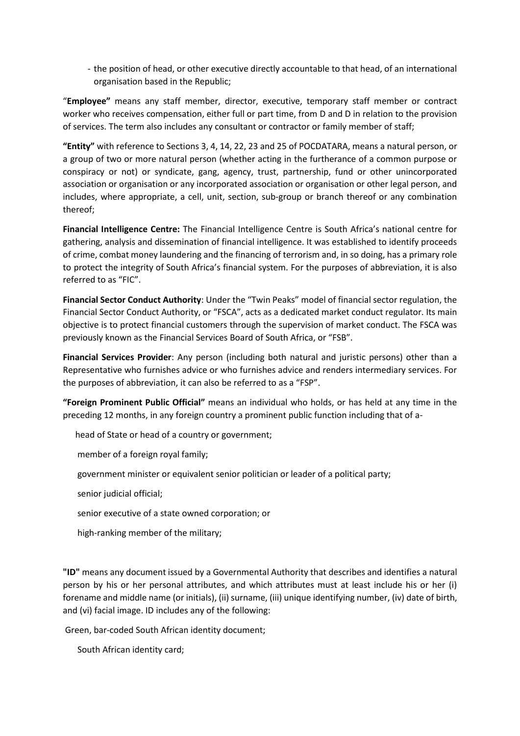- the position of head, or other executive directly accountable to that head, of an international organisation based in the Republic;

"**Employee"** means any staff member, director, executive, temporary staff member or contract worker who receives compensation, either full or part time, from D and D in relation to the provision of services. The term also includes any consultant or contractor or family member of staff;

**"Entity"** with reference to Sections 3, 4, 14, 22, 23 and 25 of POCDATARA, means a natural person, or a group of two or more natural person (whether acting in the furtherance of a common purpose or conspiracy or not) or syndicate, gang, agency, trust, partnership, fund or other unincorporated association or organisation or any incorporated association or organisation or other legal person, and includes, where appropriate, a cell, unit, section, sub-group or branch thereof or any combination thereof;

**Financial Intelligence Centre:** The Financial Intelligence Centre is South Africa's national centre for gathering, analysis and dissemination of financial intelligence. It was established to identify proceeds of crime, combat money laundering and the financing of terrorism and, in so doing, has a primary role to protect the integrity of South Africa's financial system. For the purposes of abbreviation, it is also referred to as "FIC".

**Financial Sector Conduct Authority**: Under the "Twin Peaks" model of financial sector regulation, the Financial Sector Conduct Authority, or "FSCA", acts as a dedicated market conduct regulator. Its main objective is to protect financial customers through the supervision of market conduct. The FSCA was previously known as the Financial Services Board of South Africa, or "FSB".

**Financial Services Provider**: Any person (including both natural and juristic persons) other than a Representative who furnishes advice or who furnishes advice and renders intermediary services. For the purposes of abbreviation, it can also be referred to as a "FSP".

**"Foreign Prominent Public Official"** means an individual who holds, or has held at any time in the preceding 12 months, in any foreign country a prominent public function including that of a-

head of State or head of a country or government;

member of a foreign royal family;

government minister or equivalent senior politician or leader of a political party;

senior judicial official;

senior executive of a state owned corporation; or

high-ranking member of the military;

**"ID"** means any document issued by a Governmental Authority that describes and identifies a natural person by his or her personal attributes, and which attributes must at least include his or her (i) forename and middle name (or initials), (ii) surname, (iii) unique identifying number, (iv) date of birth, and (vi) facial image. ID includes any of the following:

Green, bar-coded South African identity document;

South African identity card;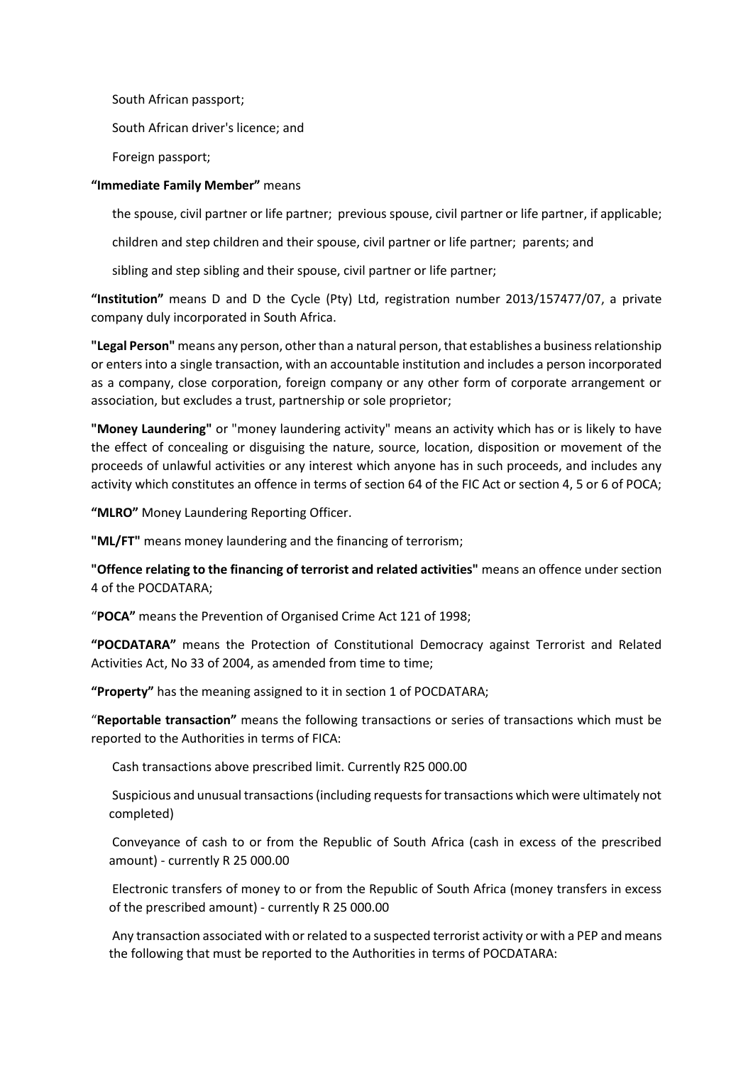South African passport;

South African driver's licence; and

Foreign passport;

**"Immediate Family Member"** means

the spouse, civil partner or life partner; previous spouse, civil partner or life partner, if applicable;

children and step children and their spouse, civil partner or life partner; parents; and

sibling and step sibling and their spouse, civil partner or life partner;

**"Institution"** means D and D the Cycle (Pty) Ltd, registration number 2013/157477/07, a private company duly incorporated in South Africa.

**"Legal Person"** means any person, other than a natural person, that establishes a business relationship or enters into a single transaction, with an accountable institution and includes a person incorporated as a company, close corporation, foreign company or any other form of corporate arrangement or association, but excludes a trust, partnership or sole proprietor;

**"Money Laundering"** or "money laundering activity" means an activity which has or is likely to have the effect of concealing or disguising the nature, source, location, disposition or movement of the proceeds of unlawful activities or any interest which anyone has in such proceeds, and includes any activity which constitutes an offence in terms of section 64 of the FIC Act or section 4, 5 or 6 of POCA;

**"MLRO"** Money Laundering Reporting Officer.

**"ML/FT"** means money laundering and the financing of terrorism;

**"Offence relating to the financing of terrorist and related activities"** means an offence under section 4 of the POCDATARA;

"**POCA"** means the Prevention of Organised Crime Act 121 of 1998;

**"POCDATARA"** means the Protection of Constitutional Democracy against Terrorist and Related Activities Act, No 33 of 2004, as amended from time to time;

**"Property"** has the meaning assigned to it in section 1 of POCDATARA;

"**Reportable transaction"** means the following transactions or series of transactions which must be reported to the Authorities in terms of FICA:

Cash transactions above prescribed limit. Currently R25 000.00

Suspicious and unusual transactions (including requests for transactions which were ultimately not completed)

Conveyance of cash to or from the Republic of South Africa (cash in excess of the prescribed amount) - currently R 25 000.00

Electronic transfers of money to or from the Republic of South Africa (money transfers in excess of the prescribed amount) - currently R 25 000.00

Any transaction associated with or related to a suspected terrorist activity or with a PEP and means the following that must be reported to the Authorities in terms of POCDATARA: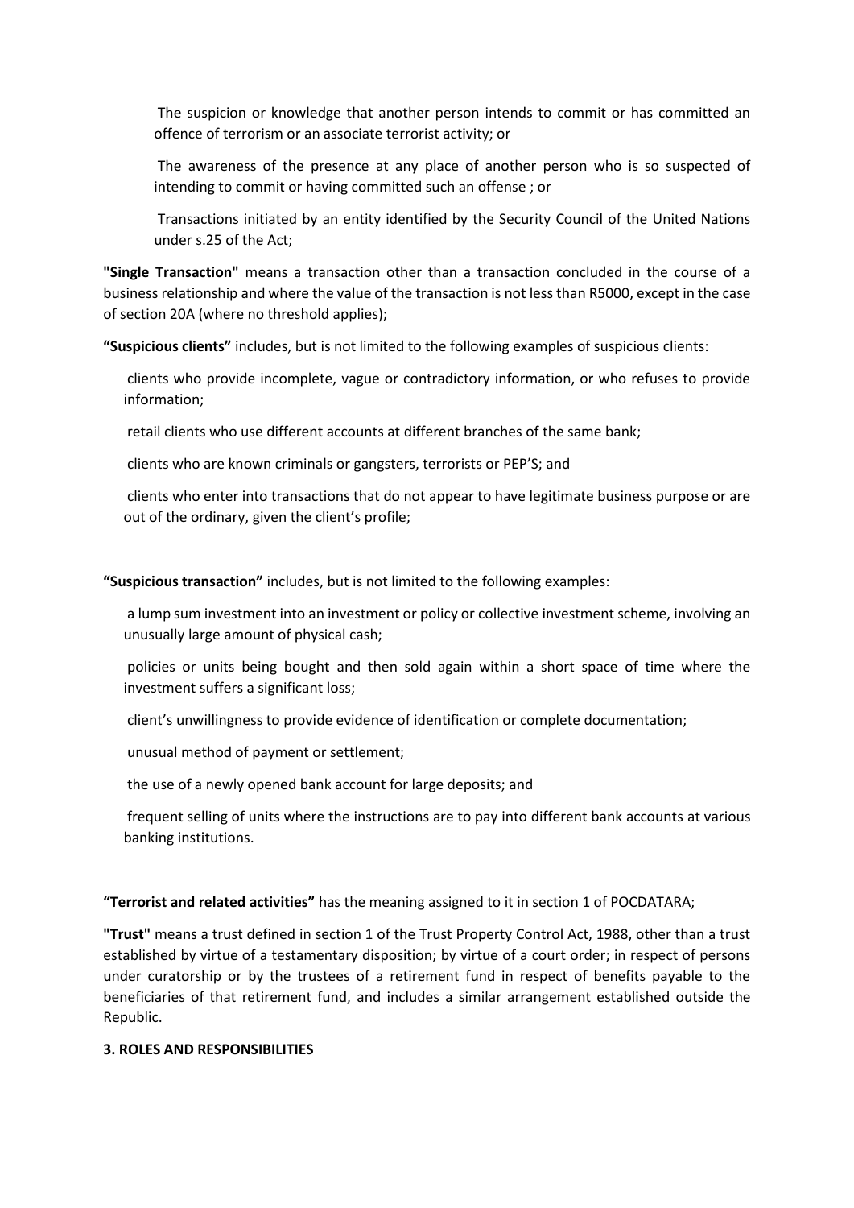- The suspicion or knowledge that another person intends to commit or has committed an offence of terrorism or an associate terrorist activity; or
- The awareness of the presence at any place of another person who is so suspected of intending to commit or having committed such an offense ; or
- Transactions initiated by an entity identified by the Security Council of the United Nations under s.25 of the Act;

**"Single Transaction"** means a transaction other than a transaction concluded in the course of a business relationship and where the value of the transaction is not less than R5000, except in the case of section 20A (where no threshold applies);

**"Suspicious clients"** includes, but is not limited to the following examples of suspicious clients:

- clients who provide incomplete, vague or contradictory information, or who refuses to provide information;
- retail clients who use different accounts at different branches of the same bank;
- clients who are known criminals or gangsters, terrorists or PEP'S; and
- clients who enter into transactions that do not appear to have legitimate business purpose or are out of the ordinary, given the client's profile;

**"Suspicious transaction"** includes, but is not limited to the following examples:

- a lump sum investment into an investment or policy or collective investment scheme, involving an unusually large amount of physical cash;
- policies or units being bought and then sold again within a short space of time where the investment suffers a significant loss;
- client's unwillingness to provide evidence of identification or complete documentation;
- unusual method of payment or settlement;
- the use of a newly opened bank account for large deposits; and
- frequent selling of units where the instructions are to pay into different bank accounts at various banking institutions.

**"Terrorist and related activities"** has the meaning assigned to it in section 1 of POCDATARA;

**"Trust"** means a trust defined in section 1 of the Trust Property Control Act, 1988, other than a trust established by virtue of a testamentary disposition; by virtue of a court order; in respect of persons under curatorship or by the trustees of a retirement fund in respect of benefits payable to the beneficiaries of that retirement fund, and includes a similar arrangement established outside the Republic.

## 3. ROLES AND RESPONSIBILITIES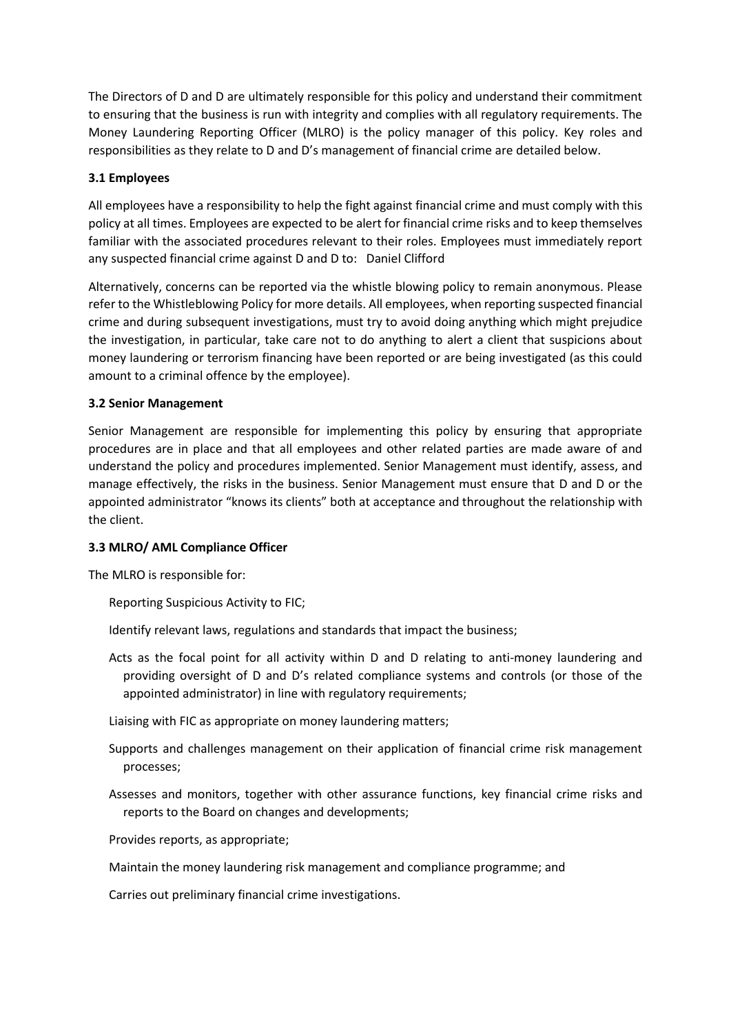The Directors of D and D are ultimately responsible for this policy and understand their commitment to ensuring that the business is run with integrity and complies with all regulatory requirements. The Money Laundering Reporting Officer (MLRO) is the policy manager of this policy. Key roles and responsibilities as they relate to D and D's management of financial crime are detailed below.

### 3.1 Employees

All employees have a responsibility to help the fight against financial crime and must comply with this policy at all times. Employees are expected to be alert for financial crime risks and to keep themselves familiar with the associated procedures relevant to their roles. Employees must immediately report any suspected financial crime against D and D to: Daniel Clifford

Alternatively, concerns can be reported via the whistle blowing policy to remain anonymous. Please refer to the Whistleblowing Policy for more details. All employees, when reporting suspected financial crime and during subsequent investigations, must try to avoid doing anything which might prejudice the investigation, in particular, take care not to do anything to alert a client that suspicions about money laundering or terrorism financing have been reported or are being investigated (as this could amount to a criminal offence by the employee).

### 3.2 Senior Management

Senior Management are responsible for implementing this policy by ensuring that appropriate procedures are in place and that all employees and other related parties are made aware of and understand the policy and procedures implemented. Senior Management must identify, assess, and manage effectively, the risks in the business. Senior Management must ensure that D and D or the appointed administrator "knows its clients" both at acceptance and throughout the relationship with the client.

### 3.3 MLRO/ AML Compliance Officer

The MLRO is responsible for:

- Reporting Suspicious Activity to FIC;
- Identify relevant laws, regulations and standards that impact the business;
- Acts as the focal point for all activity within D and D relating to anti-money laundering and providing oversight of D and D's related compliance systems and controls (or those of the appointed administrator) in line with regulatory requirements;
- Liaising with FIC as appropriate on money laundering matters;
- Supports and challenges management on their application of financial crime risk management processes;
- Assesses and monitors, together with other assurance functions, key financial crime risks and reports to the Board on changes and developments;
- Provides reports, as appropriate;
- Maintain the money laundering risk management and compliance programme; and
- Carries out preliminary financial crime investigations.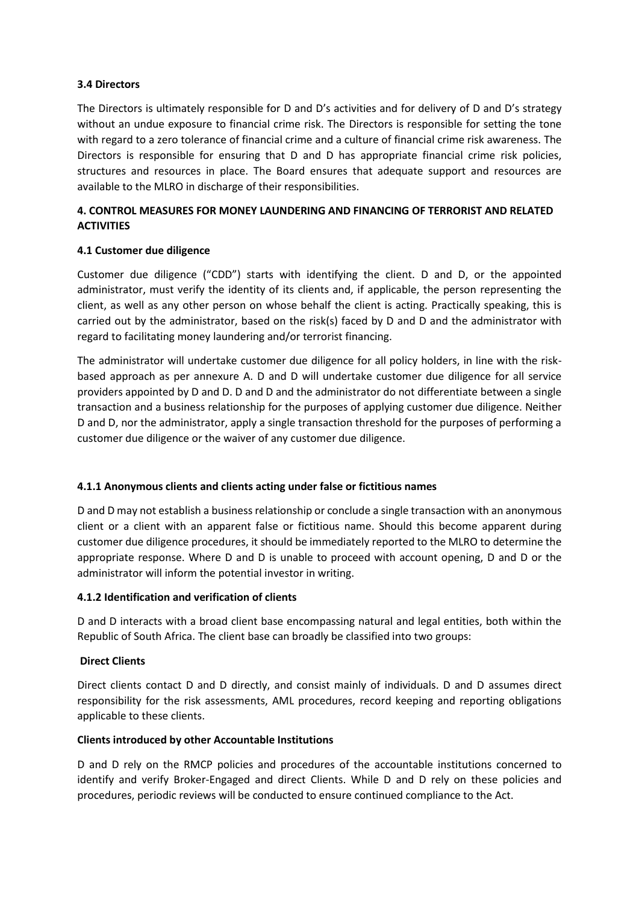### 3.4 Directors

The Directors is ultimately responsible for D and D's activities and for delivery of D and D's strategy without an undue exposure to financial crime risk. The Directors is responsible for setting the tone with regard to a zero tolerance of financial crime and a culture of financial crime risk awareness. The Directors is responsible for ensuring that D and D has appropriate financial crime risk policies, structures and resources in place. The Board ensures that adequate support and resources are available to the MLRO in discharge of their responsibilities.

## 4. CONTROL MEASURES FOR MONEY LAUNDERING AND FINANCING OF TERRORIST AND RELATED ACTIVITIES

### 4.1 Customer due diligence

Customer due diligence ("CDD") starts with identifying the client. D and D, or the appointed administrator, must verify the identity of its clients and, if applicable, the person representing the client, as well as any other person on whose behalf the client is acting. Practically speaking, this is carried out by the administrator, based on the risk(s) faced by D and D and the administrator with regard to facilitating money laundering and/or terrorist financing.

The administrator will undertake customer due diligence for all policy holders, in line with the risk-based approach as per annexure A. D and D will undertake customer due diligence for all service providers appointed by D and D. D and D and the administrator do not differentiate between a single transaction and a business relationship for the purposes of applying customer due diligence. Neither D and D, nor the administrator, apply a single transaction threshold for the purposes of performing a customer due diligence or the waiver of any customer due diligence.

#### 4.1.1 Anonymous clients and clients acting under false or fictitious names

D and D may not establish a business relationship or conclude a single transaction with an anonymous client or a client with an apparent false or fictitious name. Should this become apparent during customer due diligence procedures, it should be immediately reported to the MLRO to determine the appropriate response. Where D and D is unable to proceed with account opening, D and D or the administrator will inform the potential investor in writing.

#### 4.1.2 Identification and verification of clients

D and D interacts with a broad client base encompassing natural and legal entities, both within the Republic of South Africa. The client base can broadly be classified into two groups:

**Direct Clients**

Direct clients contact D and D directly, and consist mainly of individuals. D and D assumes direct responsibility for the risk assessments, AML procedures, record keeping and reporting obligations applicable to these clients.

**Clients introduced by other Accountable Institutions**

D and D rely on the RMCP policies and procedures of the accountable institutions concerned to identify and verify Broker-Engaged and direct Clients. While D and D rely on these policies and procedures, periodic reviews will be conducted to ensure continued compliance to the Act.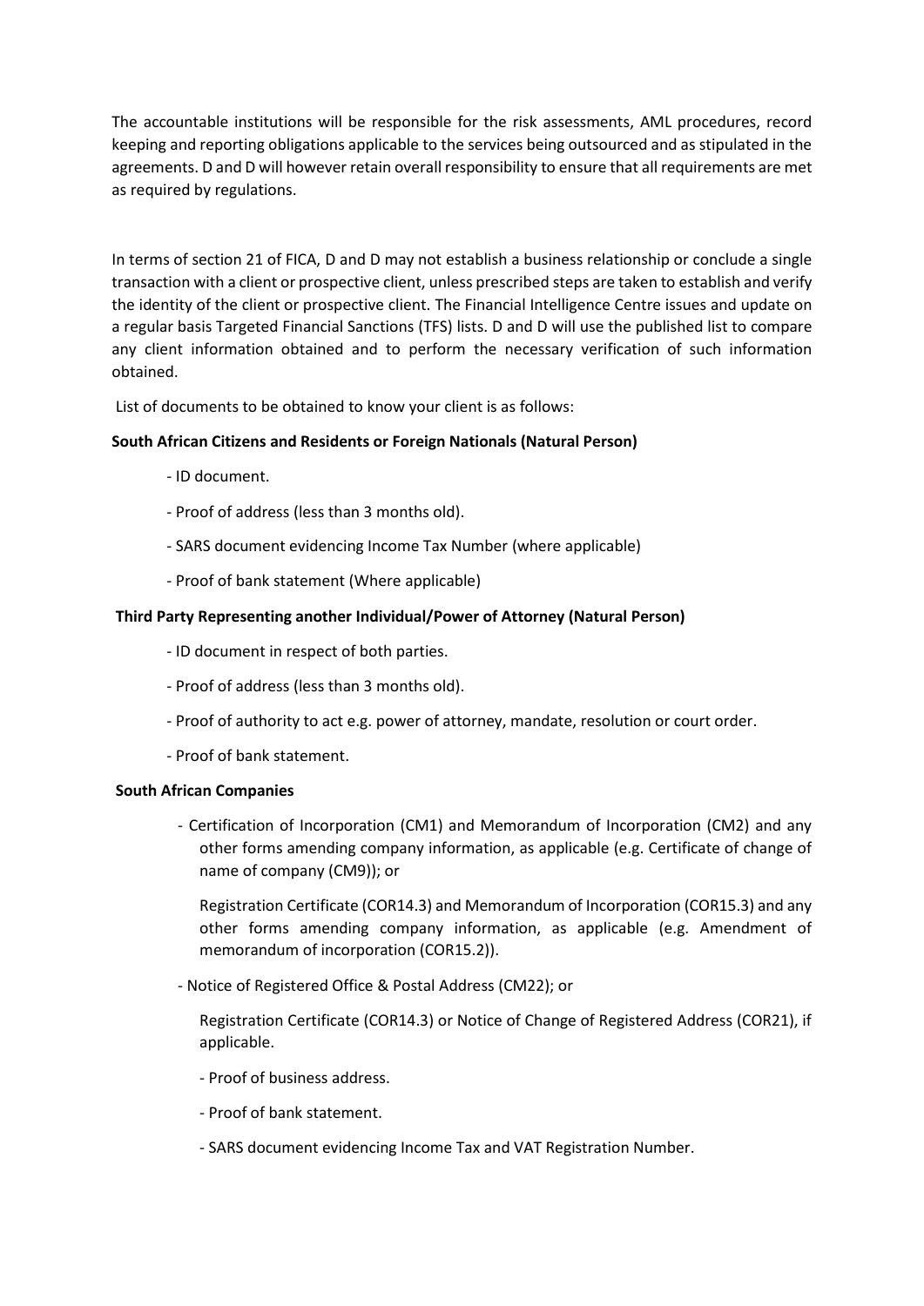The accountable institutions will be responsible for the risk assessments, AML procedures, record keeping and reporting obligations applicable to the services being outsourced and as stipulated in the agreements. D and D will however retain overall responsibility to ensure that all requirements are met as required by regulations.

In terms of section 21 of FICA, D and D may not establish a business relationship or conclude a single transaction with a client or prospective client, unless prescribed steps are taken to establish and verify the identity of the client or prospective client. The Financial Intelligence Centre issues and update on a regular basis Targeted Financial Sanctions (TFS) lists. D and D will use the published list to compare any client information obtained and to perform the necessary verification of such information obtained.

List of documents to be obtained to know your client is as follows:

**South African Citizens and Residents or Foreign Nationals (Natural Person)**

- ID document.
- Proof of address (less than 3 months old).
- SARS document evidencing Income Tax Number (where applicable)
- Proof of bank statement (Where applicable)

**Third Party Representing another Individual/Power of Attorney (Natural Person)**

- ID document in respect of both parties.
- Proof of address (less than 3 months old).
- Proof of authority to act e.g. power of attorney, mandate, resolution or court order.
- Proof of bank statement.

**South African Companies**

- Certification of Incorporation (CM1) and Memorandum of Incorporation (CM2) and any other forms amending company information, as applicable (e.g. Certificate of change of name of company (CM9)); or

  Registration Certificate (COR14.3) and Memorandum of Incorporation (COR15.3) and any other forms amending company information, as applicable (e.g. Amendment of memorandum of incorporation (COR15.2)).

- Notice of Registered Office & Postal Address (CM22); or

  Registration Certificate (COR14.3) or Notice of Change of Registered Address (COR21), if applicable.

- Proof of business address.
- Proof of bank statement.
- SARS document evidencing Income Tax and VAT Registration Number.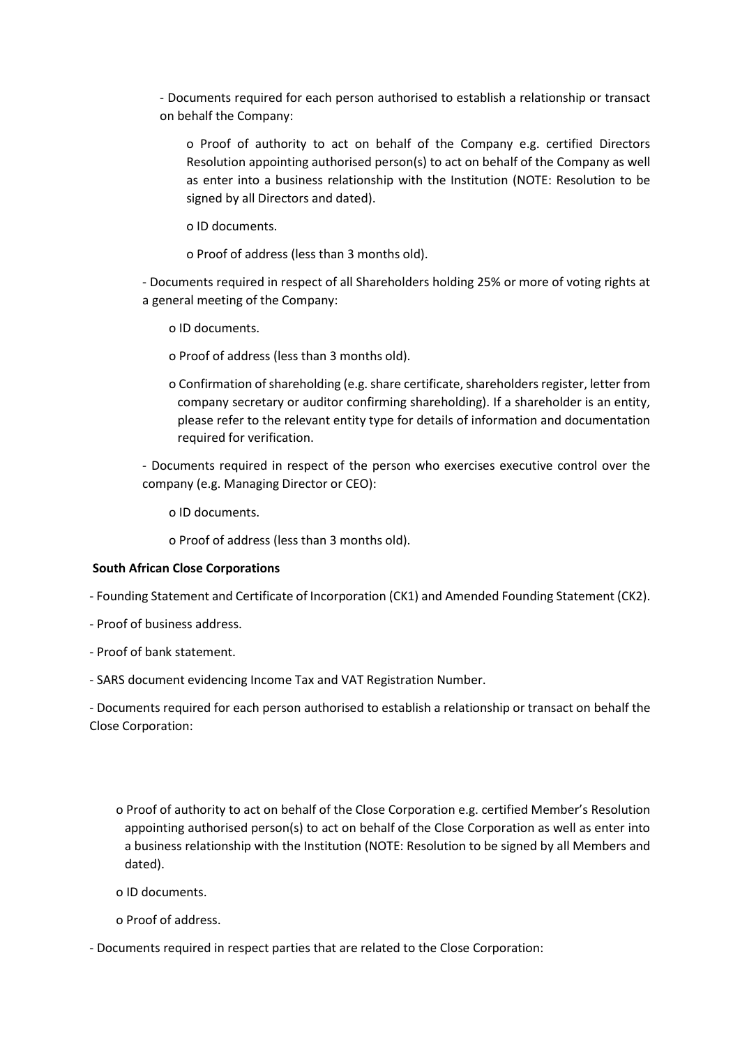- Documents required for each person authorised to establish a relationship or transact on behalf the Company:

    - Proof of authority to act on behalf of the Company e.g. certified Directors Resolution appointing authorised person(s) to act on behalf of the Company as well as enter into a business relationship with the Institution (NOTE: Resolution to be signed by all Directors and dated).
    - ID documents.
    - Proof of address (less than 3 months old).

- Documents required in respect of all Shareholders holding 25% or more of voting rights at a general meeting of the Company:

    - ID documents.
    - Proof of address (less than 3 months old).
    - Confirmation of shareholding (e.g. share certificate, shareholders register, letter from company secretary or auditor confirming shareholding). If a shareholder is an entity, please refer to the relevant entity type for details of information and documentation required for verification.

- Documents required in respect of the person who exercises executive control over the company (e.g. Managing Director or CEO):

    - ID documents.
    - Proof of address (less than 3 months old).

**South African Close Corporations**

- Founding Statement and Certificate of Incorporation (CK1) and Amended Founding Statement (CK2).
- Proof of business address.
- Proof of bank statement.
- SARS document evidencing Income Tax and VAT Registration Number.
- Documents required for each person authorised to establish a relationship or transact on behalf the Close Corporation:

    - Proof of authority to act on behalf of the Close Corporation e.g. certified Member's Resolution appointing authorised person(s) to act on behalf of the Close Corporation as well as enter into a business relationship with the Institution (NOTE: Resolution to be signed by all Members and dated).
    - ID documents.
    - Proof of address.

- Documents required in respect parties that are related to the Close Corporation: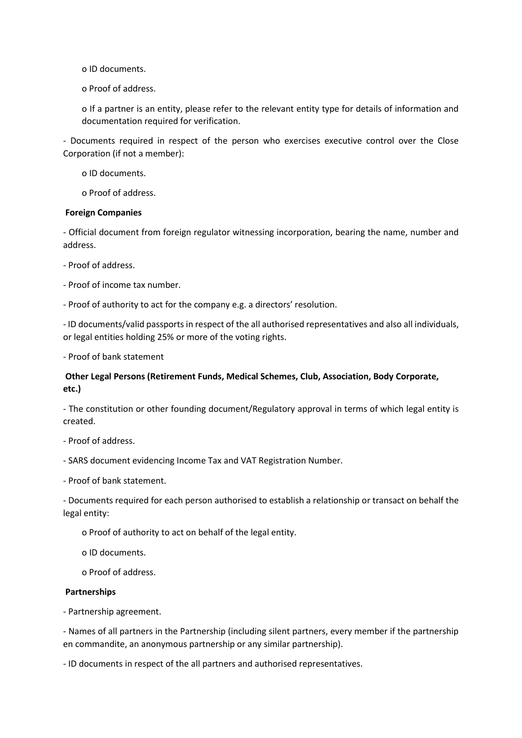- ID documents.
  - Proof of address.
  - If a partner is an entity, please refer to the relevant entity type for details of information and documentation required for verification.

- Documents required in respect of the person who exercises executive control over the Close Corporation (if not a member):
  - ID documents.
  - Proof of address.

**Foreign Companies**

- Official document from foreign regulator witnessing incorporation, bearing the name, number and address.
- Proof of address.
- Proof of income tax number.
- Proof of authority to act for the company e.g. a directors' resolution.
- ID documents/valid passports in respect of the all authorised representatives and also all individuals, or legal entities holding 25% or more of the voting rights.
- Proof of bank statement

**Other Legal Persons (Retirement Funds, Medical Schemes, Club, Association, Body Corporate, etc.)**

- The constitution or other founding document/Regulatory approval in terms of which legal entity is created.
- Proof of address.
- SARS document evidencing Income Tax and VAT Registration Number.
- Proof of bank statement.
- Documents required for each person authorised to establish a relationship or transact on behalf the legal entity:
  - Proof of authority to act on behalf of the legal entity.
  - ID documents.
  - Proof of address.

**Partnerships**

- Partnership agreement.
- Names of all partners in the Partnership (including silent partners, every member if the partnership en commandite, an anonymous partnership or any similar partnership).
- ID documents in respect of the all partners and authorised representatives.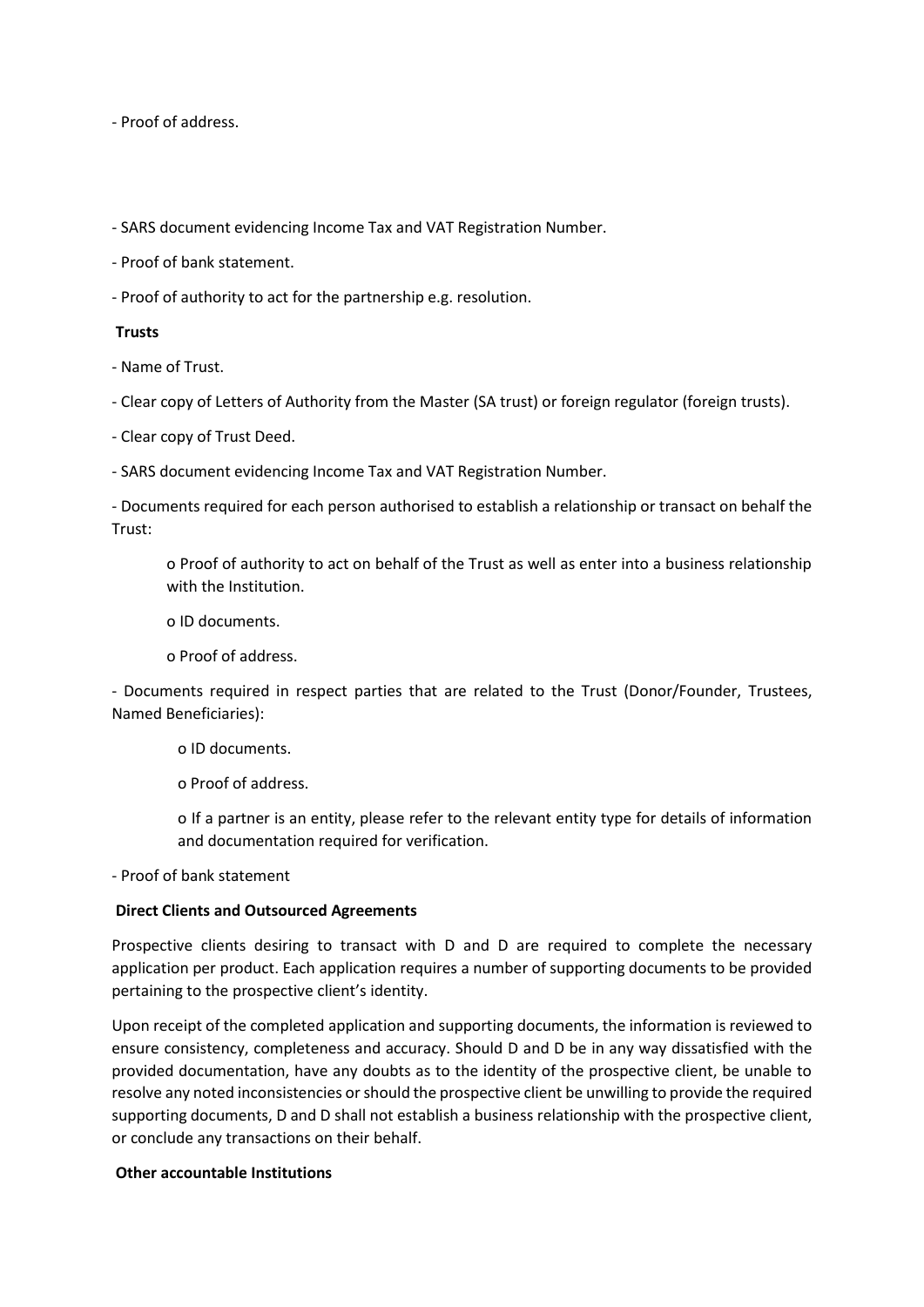- Proof of address.

- SARS document evidencing Income Tax and VAT Registration Number.
- Proof of bank statement.
- Proof of authority to act for the partnership e.g. resolution.

**Trusts**

- Name of Trust.
- Clear copy of Letters of Authority from the Master (SA trust) or foreign regulator (foreign trusts).
- Clear copy of Trust Deed.
- SARS document evidencing Income Tax and VAT Registration Number.
- Documents required for each person authorised to establish a relationship or transact on behalf the Trust:
    - o Proof of authority to act on behalf of the Trust as well as enter into a business relationship with the Institution.
    - o ID documents.
    - o Proof of address.
- Documents required in respect parties that are related to the Trust (Donor/Founder, Trustees, Named Beneficiaries):
    - o ID documents.
    - o Proof of address.
    - o If a partner is an entity, please refer to the relevant entity type for details of information and documentation required for verification.
- Proof of bank statement

**Direct Clients and Outsourced Agreements**

Prospective clients desiring to transact with D and D are required to complete the necessary application per product. Each application requires a number of supporting documents to be provided pertaining to the prospective client's identity.

Upon receipt of the completed application and supporting documents, the information is reviewed to ensure consistency, completeness and accuracy. Should D and D be in any way dissatisfied with the provided documentation, have any doubts as to the identity of the prospective client, be unable to resolve any noted inconsistencies or should the prospective client be unwilling to provide the required supporting documents, D and D shall not establish a business relationship with the prospective client, or conclude any transactions on their behalf.

**Other accountable Institutions**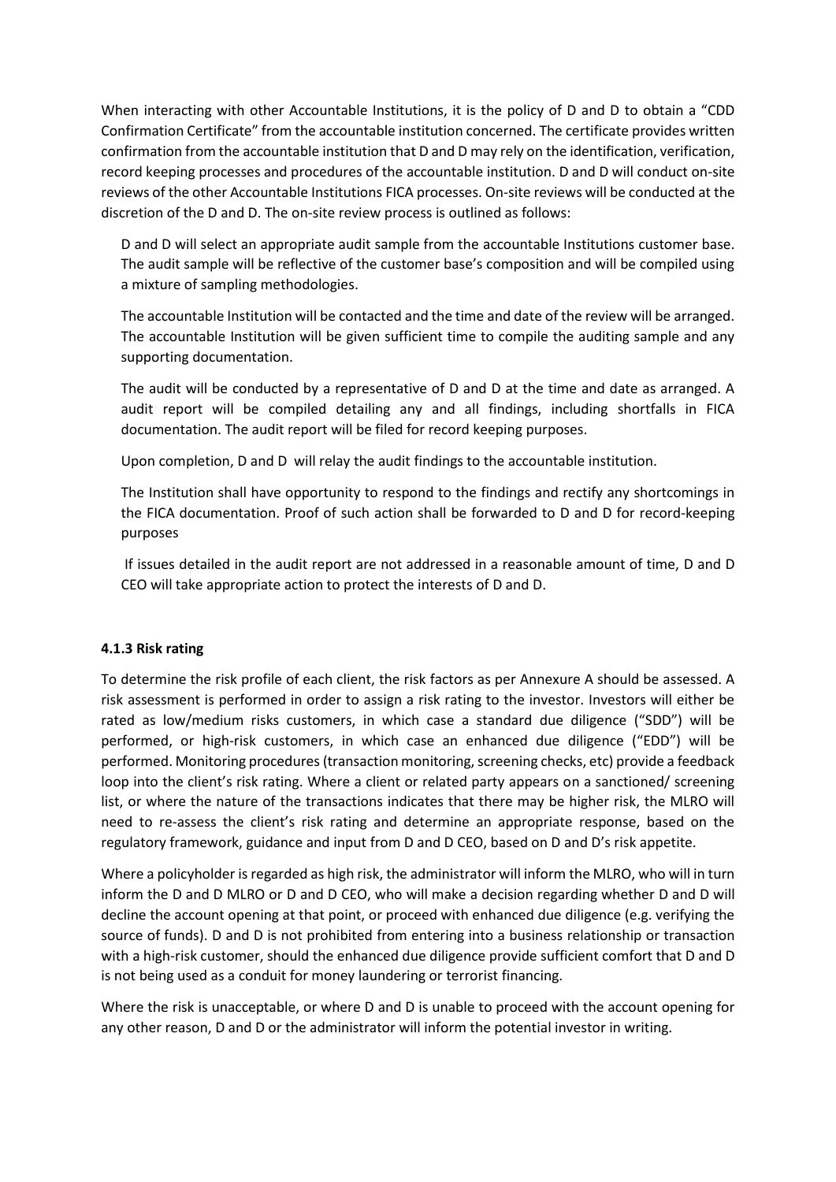When interacting with other Accountable Institutions, it is the policy of D and D to obtain a "CDD Confirmation Certificate" from the accountable institution concerned. The certificate provides written confirmation from the accountable institution that D and D may rely on the identification, verification, record keeping processes and procedures of the accountable institution. D and D will conduct on-site reviews of the other Accountable Institutions FICA processes. On-site reviews will be conducted at the discretion of the D and D. The on-site review process is outlined as follows:

D and D will select an appropriate audit sample from the accountable Institutions customer base. The audit sample will be reflective of the customer base's composition and will be compiled using a mixture of sampling methodologies.

The accountable Institution will be contacted and the time and date of the review will be arranged. The accountable Institution will be given sufficient time to compile the auditing sample and any supporting documentation.

The audit will be conducted by a representative of D and D at the time and date as arranged. A audit report will be compiled detailing any and all findings, including shortfalls in FICA documentation. The audit report will be filed for record keeping purposes.

Upon completion, D and D will relay the audit findings to the accountable institution.

The Institution shall have opportunity to respond to the findings and rectify any shortcomings in the FICA documentation. Proof of such action shall be forwarded to D and D for record-keeping purposes

If issues detailed in the audit report are not addressed in a reasonable amount of time, D and D CEO will take appropriate action to protect the interests of D and D.

#### 4.1.3 Risk rating

To determine the risk profile of each client, the risk factors as per Annexure A should be assessed. A risk assessment is performed in order to assign a risk rating to the investor. Investors will either be rated as low/medium risks customers, in which case a standard due diligence ("SDD") will be performed, or high-risk customers, in which case an enhanced due diligence ("EDD") will be performed. Monitoring procedures (transaction monitoring, screening checks, etc) provide a feedback loop into the client's risk rating. Where a client or related party appears on a sanctioned/ screening list, or where the nature of the transactions indicates that there may be higher risk, the MLRO will need to re-assess the client's risk rating and determine an appropriate response, based on the regulatory framework, guidance and input from D and D CEO, based on D and D's risk appetite.

Where a policyholder is regarded as high risk, the administrator will inform the MLRO, who will in turn inform the D and D MLRO or D and D CEO, who will make a decision regarding whether D and D will decline the account opening at that point, or proceed with enhanced due diligence (e.g. verifying the source of funds). D and D is not prohibited from entering into a business relationship or transaction with a high-risk customer, should the enhanced due diligence provide sufficient comfort that D and D is not being used as a conduit for money laundering or terrorist financing.

Where the risk is unacceptable, or where D and D is unable to proceed with the account opening for any other reason, D and D or the administrator will inform the potential investor in writing.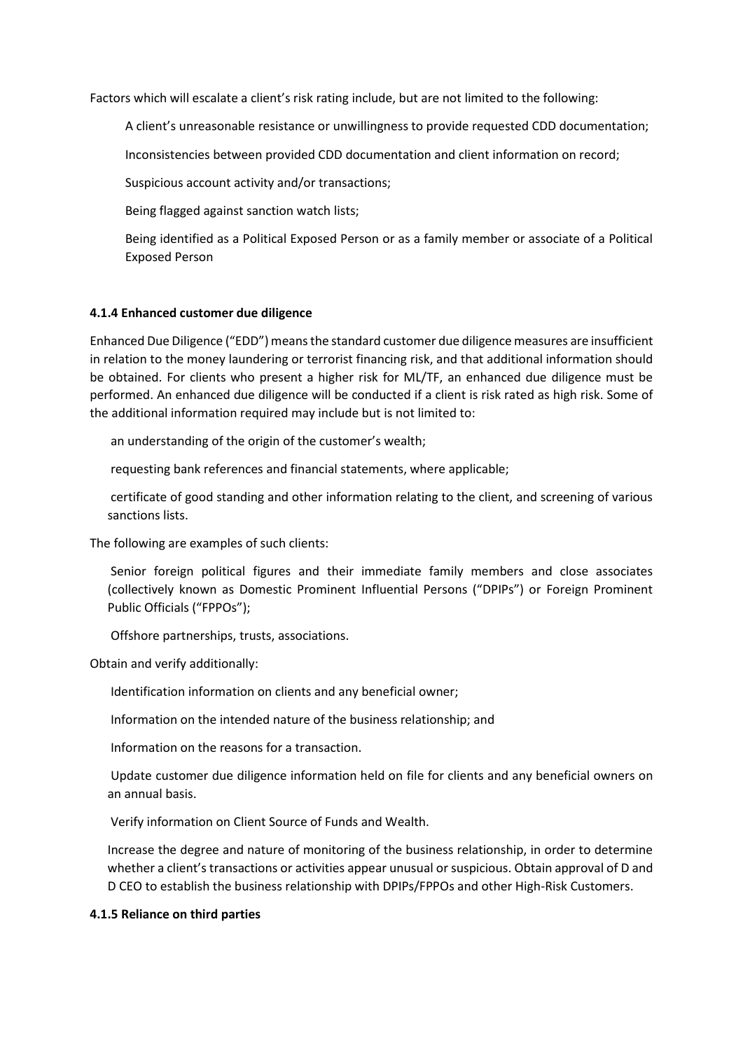Factors which will escalate a client's risk rating include, but are not limited to the following:

- A client's unreasonable resistance or unwillingness to provide requested CDD documentation;
- Inconsistencies between provided CDD documentation and client information on record;
- Suspicious account activity and/or transactions;
- Being flagged against sanction watch lists;
- Being identified as a Political Exposed Person or as a family member or associate of a Political Exposed Person

#### 4.1.4 Enhanced customer due diligence

Enhanced Due Diligence ("EDD") means the standard customer due diligence measures are insufficient in relation to the money laundering or terrorist financing risk, and that additional information should be obtained. For clients who present a higher risk for ML/TF, an enhanced due diligence must be performed. An enhanced due diligence will be conducted if a client is risk rated as high risk. Some of the additional information required may include but is not limited to:

- an understanding of the origin of the customer's wealth;
- requesting bank references and financial statements, where applicable;
- certificate of good standing and other information relating to the client, and screening of various sanctions lists.

The following are examples of such clients:

- Senior foreign political figures and their immediate family members and close associates (collectively known as Domestic Prominent Influential Persons ("DPIPs") or Foreign Prominent Public Officials ("FPPOs");
- Offshore partnerships, trusts, associations.

Obtain and verify additionally:

- Identification information on clients and any beneficial owner;
- Information on the intended nature of the business relationship; and
- Information on the reasons for a transaction.
- Update customer due diligence information held on file for clients and any beneficial owners on an annual basis.
- Verify information on Client Source of Funds and Wealth.
- Increase the degree and nature of monitoring of the business relationship, in order to determine whether a client's transactions or activities appear unusual or suspicious. Obtain approval of D and D CEO to establish the business relationship with DPIPs/FPPOs and other High-Risk Customers.

#### 4.1.5 Reliance on third parties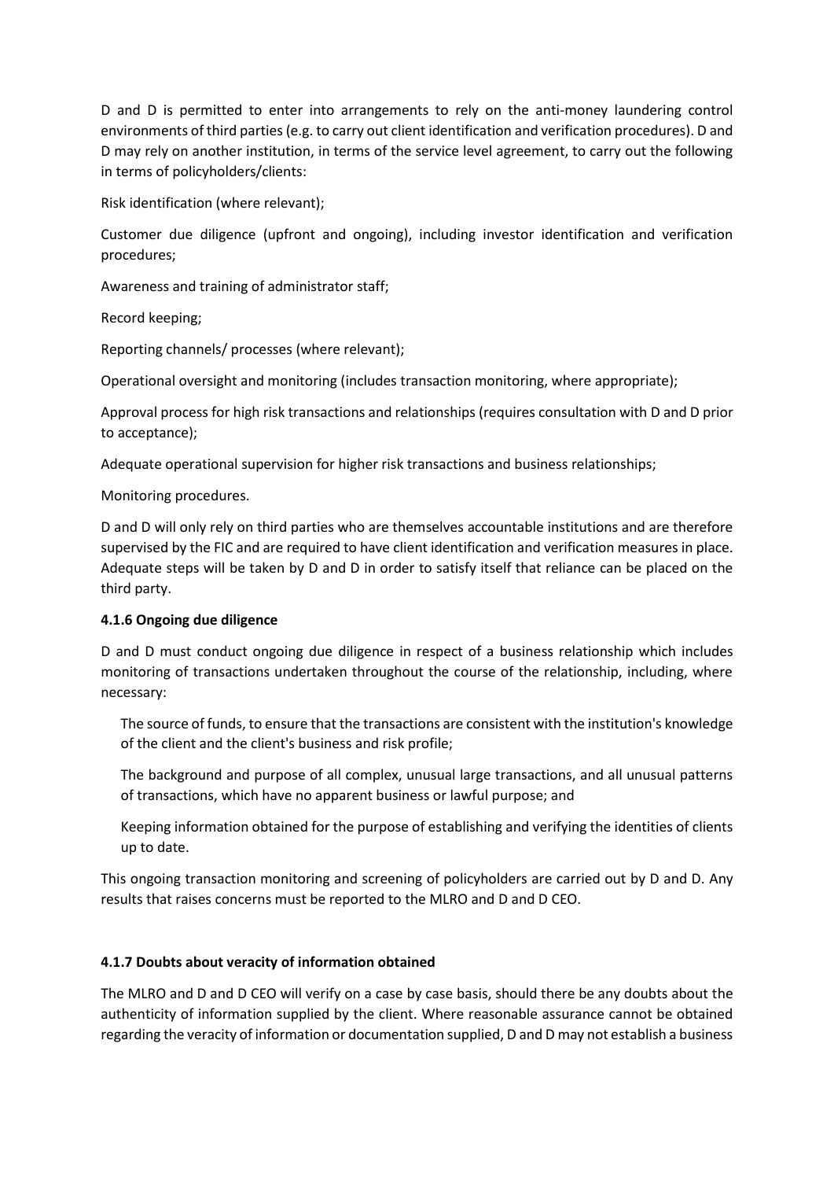D and D is permitted to enter into arrangements to rely on the anti-money laundering control environments of third parties (e.g. to carry out client identification and verification procedures). D and D may rely on another institution, in terms of the service level agreement, to carry out the following in terms of policyholders/clients:

Risk identification (where relevant);

Customer due diligence (upfront and ongoing), including investor identification and verification procedures;

Awareness and training of administrator staff;

Record keeping;

Reporting channels/ processes (where relevant);

Operational oversight and monitoring (includes transaction monitoring, where appropriate);

Approval process for high risk transactions and relationships (requires consultation with D and D prior to acceptance);

Adequate operational supervision for higher risk transactions and business relationships;

Monitoring procedures.

D and D will only rely on third parties who are themselves accountable institutions and are therefore supervised by the FIC and are required to have client identification and verification measures in place. Adequate steps will be taken by D and D in order to satisfy itself that reliance can be placed on the third party.

**4.1.6 Ongoing due diligence**

D and D must conduct ongoing due diligence in respect of a business relationship which includes monitoring of transactions undertaken throughout the course of the relationship, including, where necessary:

The source of funds, to ensure that the transactions are consistent with the institution's knowledge of the client and the client's business and risk profile;

The background and purpose of all complex, unusual large transactions, and all unusual patterns of transactions, which have no apparent business or lawful purpose; and

Keeping information obtained for the purpose of establishing and verifying the identities of clients up to date.

This ongoing transaction monitoring and screening of policyholders are carried out by D and D. Any results that raises concerns must be reported to the MLRO and D and D CEO.

**4.1.7 Doubts about veracity of information obtained**

The MLRO and D and D CEO will verify on a case by case basis, should there be any doubts about the authenticity of information supplied by the client. Where reasonable assurance cannot be obtained regarding the veracity of information or documentation supplied, D and D may not establish a business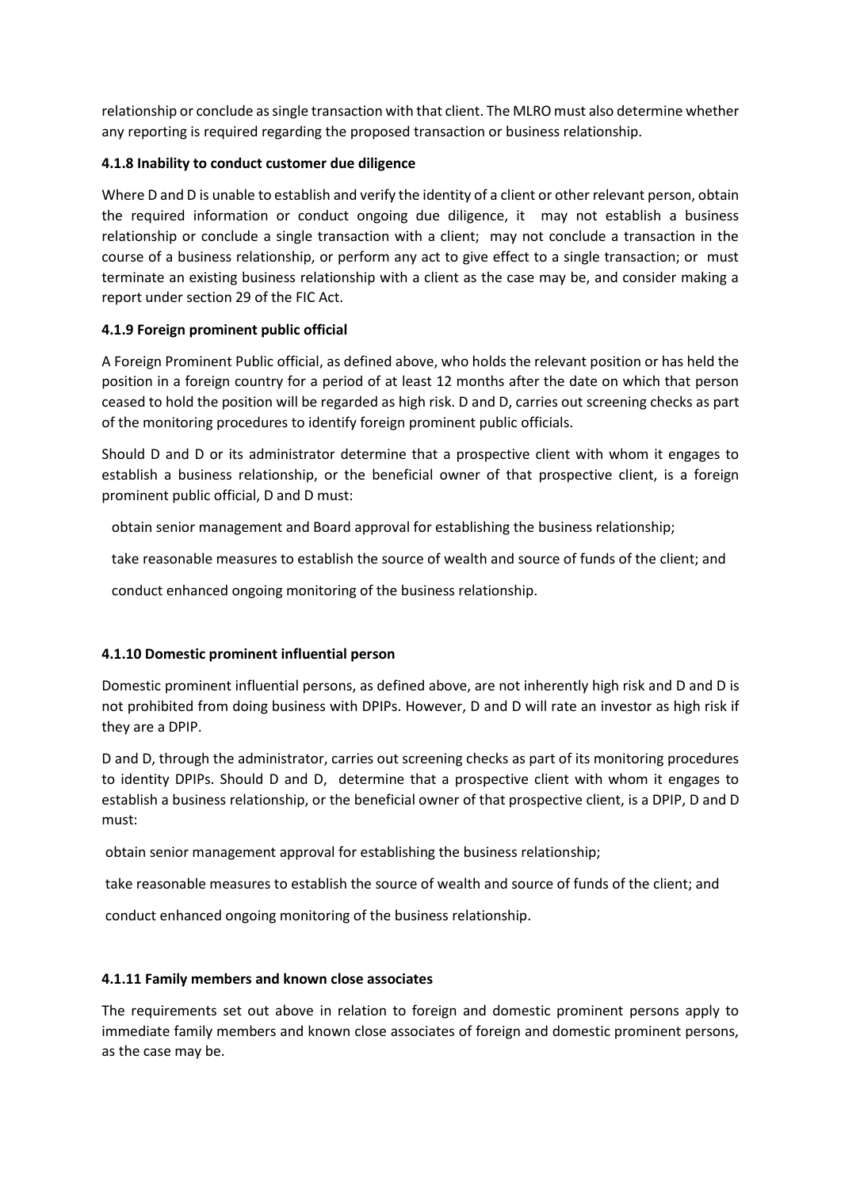relationship or conclude as single transaction with that client. The MLRO must also determine whether any reporting is required regarding the proposed transaction or business relationship.

**4.1.8 Inability to conduct customer due diligence**

Where D and D is unable to establish and verify the identity of a client or other relevant person, obtain the required information or conduct ongoing due diligence, it may not establish a business relationship or conclude a single transaction with a client; may not conclude a transaction in the course of a business relationship, or perform any act to give effect to a single transaction; or must terminate an existing business relationship with a client as the case may be, and consider making a report under section 29 of the FIC Act.

**4.1.9 Foreign prominent public official**

A Foreign Prominent Public official, as defined above, who holds the relevant position or has held the position in a foreign country for a period of at least 12 months after the date on which that person ceased to hold the position will be regarded as high risk. D and D, carries out screening checks as part of the monitoring procedures to identify foreign prominent public officials.

Should D and D or its administrator determine that a prospective client with whom it engages to establish a business relationship, or the beneficial owner of that prospective client, is a foreign prominent public official, D and D must:

obtain senior management and Board approval for establishing the business relationship;

take reasonable measures to establish the source of wealth and source of funds of the client; and

conduct enhanced ongoing monitoring of the business relationship.

**4.1.10 Domestic prominent influential person**

Domestic prominent influential persons, as defined above, are not inherently high risk and D and D is not prohibited from doing business with DPIPs. However, D and D will rate an investor as high risk if they are a DPIP.

D and D, through the administrator, carries out screening checks as part of its monitoring procedures to identity DPIPs. Should D and D, determine that a prospective client with whom it engages to establish a business relationship, or the beneficial owner of that prospective client, is a DPIP, D and D must:

obtain senior management approval for establishing the business relationship;

take reasonable measures to establish the source of wealth and source of funds of the client; and

conduct enhanced ongoing monitoring of the business relationship.

**4.1.11 Family members and known close associates**

The requirements set out above in relation to foreign and domestic prominent persons apply to immediate family members and known close associates of foreign and domestic prominent persons, as the case may be.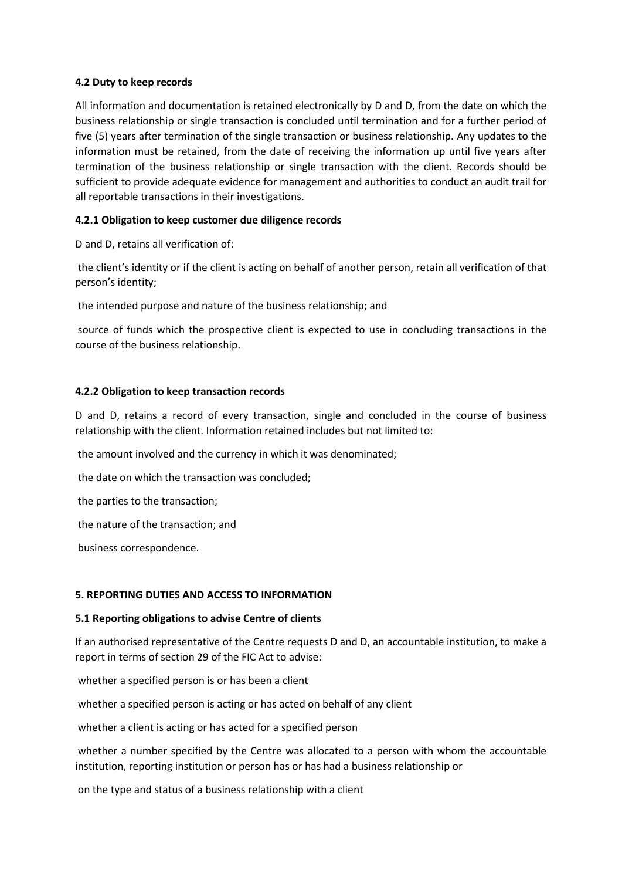**4.2 Duty to keep records**

All information and documentation is retained electronically by D and D, from the date on which the business relationship or single transaction is concluded until termination and for a further period of five (5) years after termination of the single transaction or business relationship. Any updates to the information must be retained, from the date of receiving the information up until five years after termination of the business relationship or single transaction with the client. Records should be sufficient to provide adequate evidence for management and authorities to conduct an audit trail for all reportable transactions in their investigations.

**4.2.1 Obligation to keep customer due diligence records**

D and D, retains all verification of:

the client's identity or if the client is acting on behalf of another person, retain all verification of that person's identity;

the intended purpose and nature of the business relationship; and

source of funds which the prospective client is expected to use in concluding transactions in the course of the business relationship.

**4.2.2 Obligation to keep transaction records**

D and D, retains a record of every transaction, single and concluded in the course of business relationship with the client. Information retained includes but not limited to:

the amount involved and the currency in which it was denominated;

the date on which the transaction was concluded;

the parties to the transaction;

the nature of the transaction; and

business correspondence.

**5. REPORTING DUTIES AND ACCESS TO INFORMATION**

**5.1 Reporting obligations to advise Centre of clients**

If an authorised representative of the Centre requests D and D, an accountable institution, to make a report in terms of section 29 of the FIC Act to advise:

whether a specified person is or has been a client

whether a specified person is acting or has acted on behalf of any client

whether a client is acting or has acted for a specified person

whether a number specified by the Centre was allocated to a person with whom the accountable institution, reporting institution or person has or has had a business relationship or

on the type and status of a business relationship with a client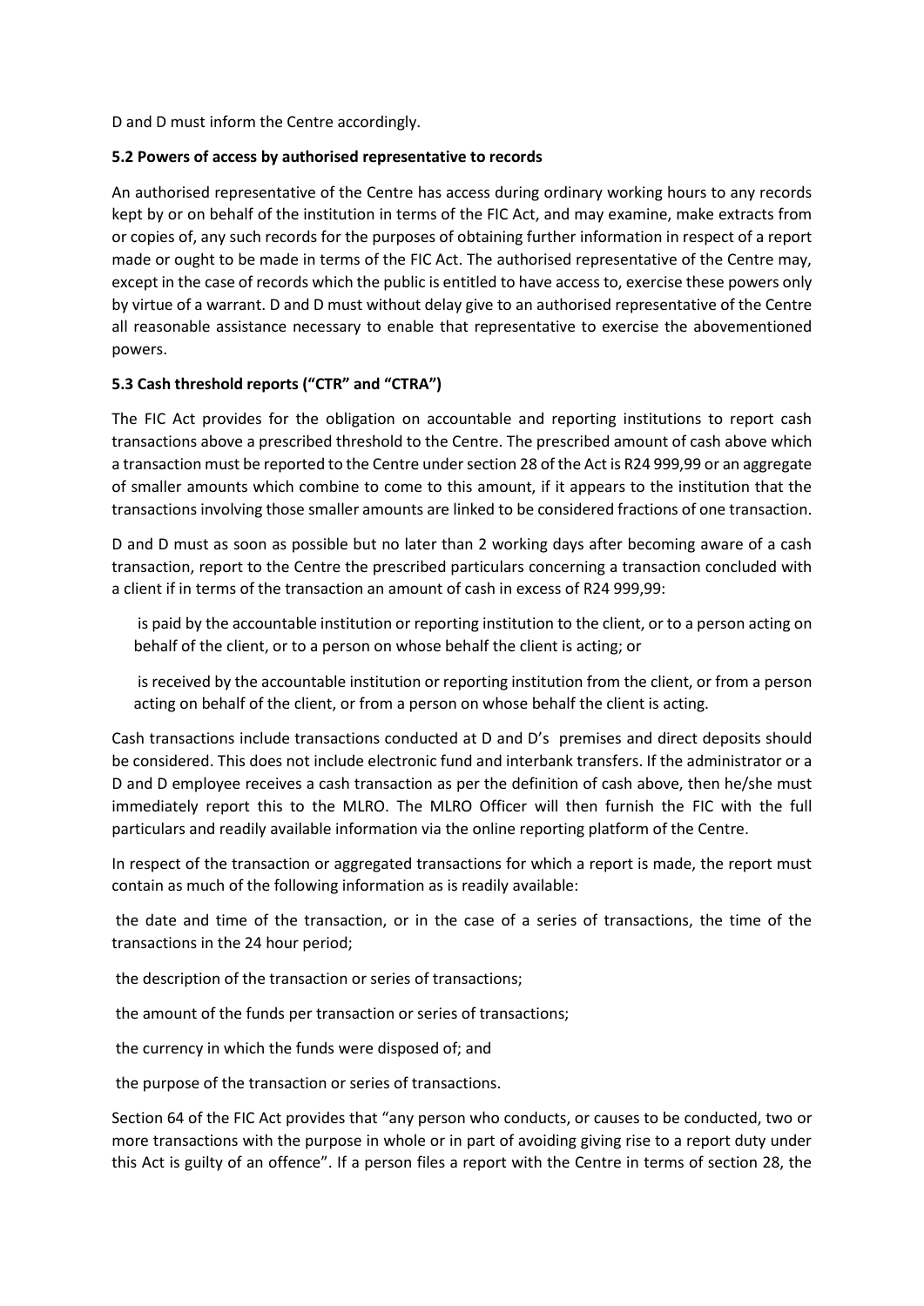D and D must inform the Centre accordingly.

### 5.2 Powers of access by authorised representative to records

An authorised representative of the Centre has access during ordinary working hours to any records kept by or on behalf of the institution in terms of the FIC Act, and may examine, make extracts from or copies of, any such records for the purposes of obtaining further information in respect of a report made or ought to be made in terms of the FIC Act. The authorised representative of the Centre may, except in the case of records which the public is entitled to have access to, exercise these powers only by virtue of a warrant. D and D must without delay give to an authorised representative of the Centre all reasonable assistance necessary to enable that representative to exercise the abovementioned powers.

### 5.3 Cash threshold reports ("CTR" and "CTRA")

The FIC Act provides for the obligation on accountable and reporting institutions to report cash transactions above a prescribed threshold to the Centre. The prescribed amount of cash above which a transaction must be reported to the Centre under section 28 of the Act is R24 999,99 or an aggregate of smaller amounts which combine to come to this amount, if it appears to the institution that the transactions involving those smaller amounts are linked to be considered fractions of one transaction.

D and D must as soon as possible but no later than 2 working days after becoming aware of a cash transaction, report to the Centre the prescribed particulars concerning a transaction concluded with a client if in terms of the transaction an amount of cash in excess of R24 999,99:

- is paid by the accountable institution or reporting institution to the client, or to a person acting on behalf of the client, or to a person on whose behalf the client is acting; or
- is received by the accountable institution or reporting institution from the client, or from a person acting on behalf of the client, or from a person on whose behalf the client is acting.

Cash transactions include transactions conducted at D and D's premises and direct deposits should be considered. This does not include electronic fund and interbank transfers. If the administrator or a D and D employee receives a cash transaction as per the definition of cash above, then he/she must immediately report this to the MLRO. The MLRO Officer will then furnish the FIC with the full particulars and readily available information via the online reporting platform of the Centre.

In respect of the transaction or aggregated transactions for which a report is made, the report must contain as much of the following information as is readily available:

- the date and time of the transaction, or in the case of a series of transactions, the time of the transactions in the 24 hour period;
- the description of the transaction or series of transactions;
- the amount of the funds per transaction or series of transactions;
- the currency in which the funds were disposed of; and
- the purpose of the transaction or series of transactions.

Section 64 of the FIC Act provides that "any person who conducts, or causes to be conducted, two or more transactions with the purpose in whole or in part of avoiding giving rise to a report duty under this Act is guilty of an offence". If a person files a report with the Centre in terms of section 28, the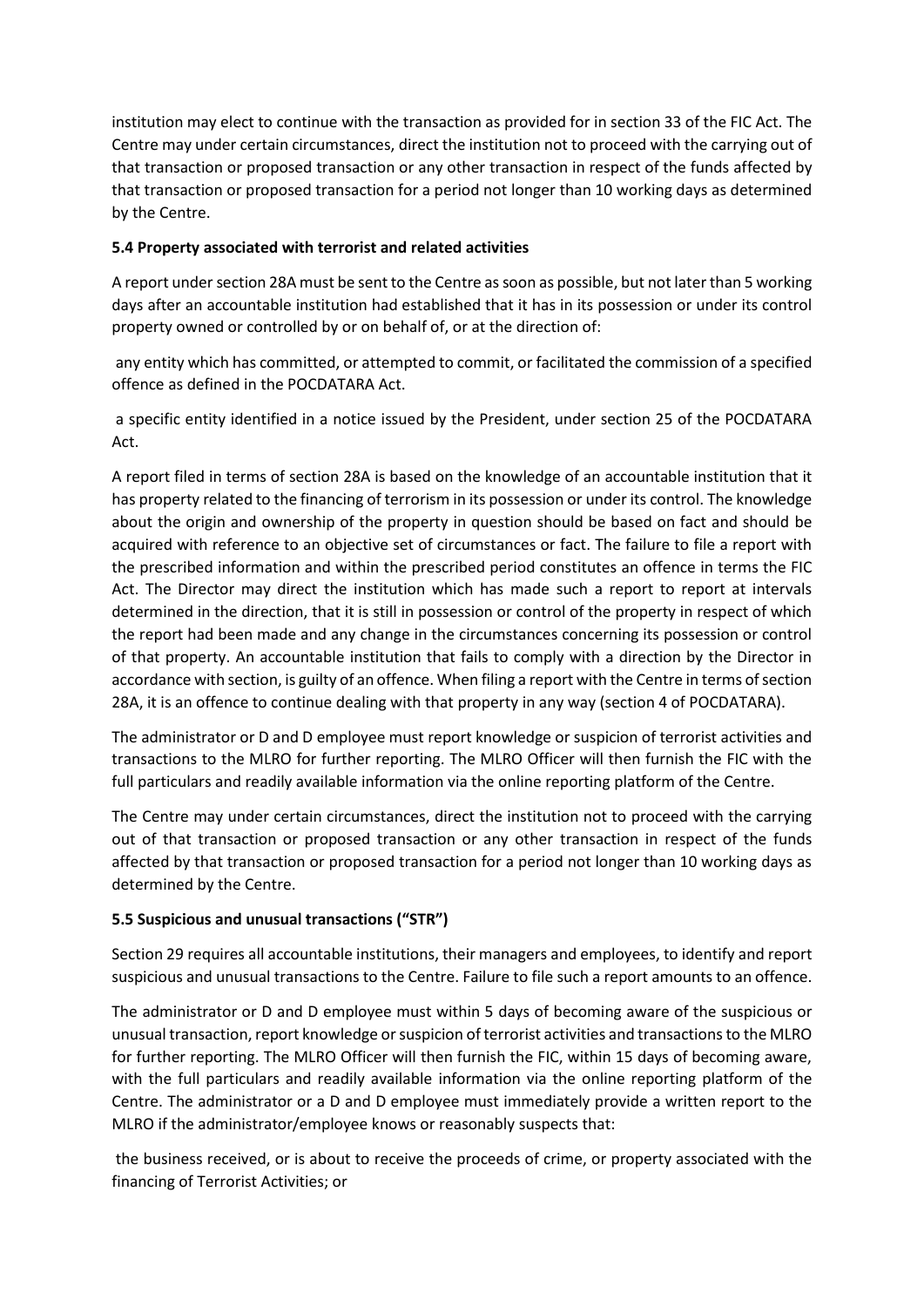institution may elect to continue with the transaction as provided for in section 33 of the FIC Act. The Centre may under certain circumstances, direct the institution not to proceed with the carrying out of that transaction or proposed transaction or any other transaction in respect of the funds affected by that transaction or proposed transaction for a period not longer than 10 working days as determined by the Centre.

**5.4 Property associated with terrorist and related activities**

A report under section 28A must be sent to the Centre as soon as possible, but not later than 5 working days after an accountable institution had established that it has in its possession or under its control property owned or controlled by or on behalf of, or at the direction of:

any entity which has committed, or attempted to commit, or facilitated the commission of a specified offence as defined in the POCDATARA Act.

a specific entity identified in a notice issued by the President, under section 25 of the POCDATARA Act.

A report filed in terms of section 28A is based on the knowledge of an accountable institution that it has property related to the financing of terrorism in its possession or under its control. The knowledge about the origin and ownership of the property in question should be based on fact and should be acquired with reference to an objective set of circumstances or fact. The failure to file a report with the prescribed information and within the prescribed period constitutes an offence in terms the FIC Act. The Director may direct the institution which has made such a report to report at intervals determined in the direction, that it is still in possession or control of the property in respect of which the report had been made and any change in the circumstances concerning its possession or control of that property. An accountable institution that fails to comply with a direction by the Director in accordance with section, is guilty of an offence. When filing a report with the Centre in terms of section 28A, it is an offence to continue dealing with that property in any way (section 4 of POCDATARA).

The administrator or D and D employee must report knowledge or suspicion of terrorist activities and transactions to the MLRO for further reporting. The MLRO Officer will then furnish the FIC with the full particulars and readily available information via the online reporting platform of the Centre.

The Centre may under certain circumstances, direct the institution not to proceed with the carrying out of that transaction or proposed transaction or any other transaction in respect of the funds affected by that transaction or proposed transaction for a period not longer than 10 working days as determined by the Centre.

**5.5 Suspicious and unusual transactions ("STR")**

Section 29 requires all accountable institutions, their managers and employees, to identify and report suspicious and unusual transactions to the Centre. Failure to file such a report amounts to an offence.

The administrator or D and D employee must within 5 days of becoming aware of the suspicious or unusual transaction, report knowledge or suspicion of terrorist activities and transactions to the MLRO for further reporting. The MLRO Officer will then furnish the FIC, within 15 days of becoming aware, with the full particulars and readily available information via the online reporting platform of the Centre. The administrator or a D and D employee must immediately provide a written report to the MLRO if the administrator/employee knows or reasonably suspects that:

the business received, or is about to receive the proceeds of crime, or property associated with the financing of Terrorist Activities; or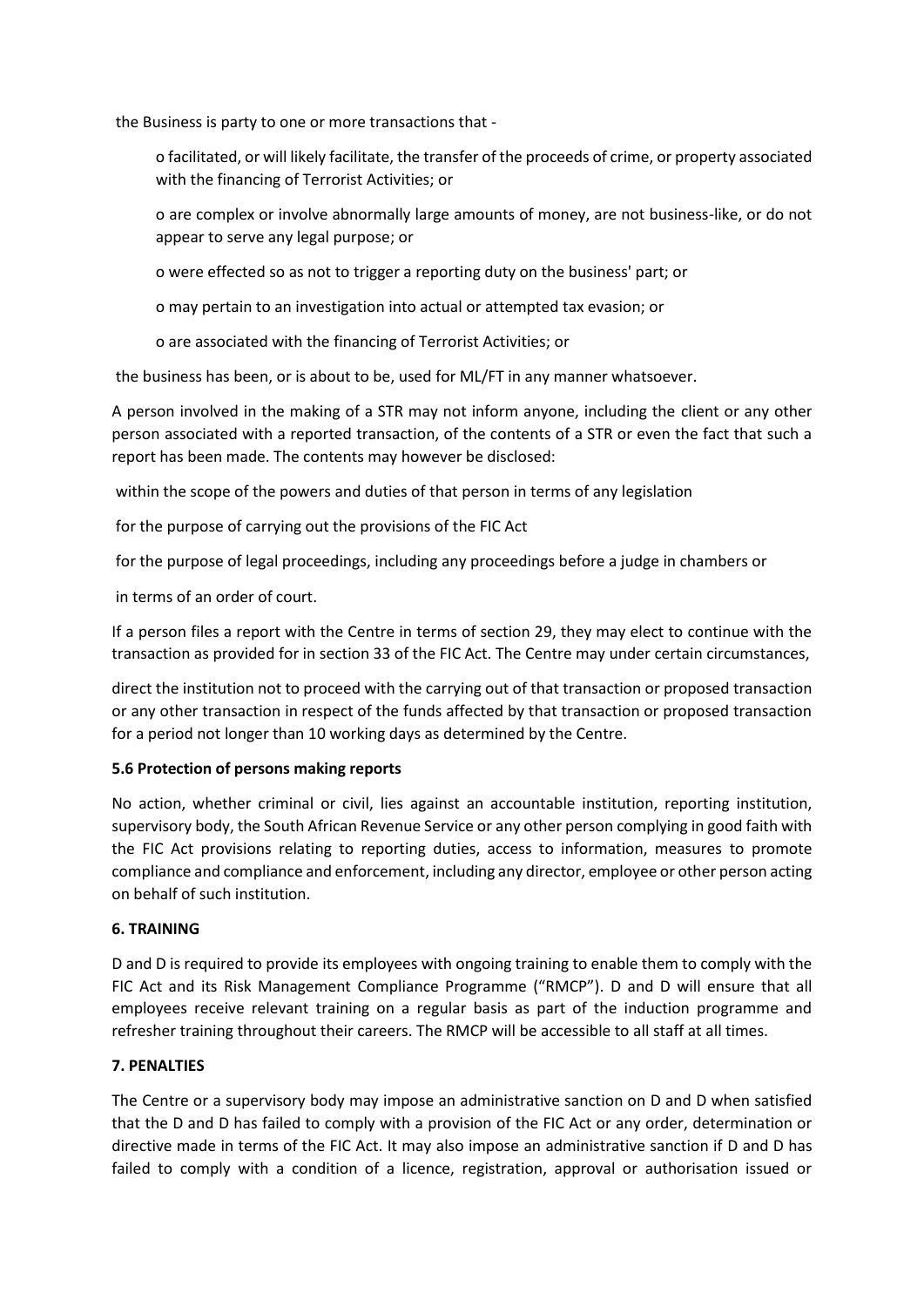- the Business is party to one or more transactions that -
  - o facilitated, or will likely facilitate, the transfer of the proceeds of crime, or property associated with the financing of Terrorist Activities; or
  - o are complex or involve abnormally large amounts of money, are not business-like, or do not appear to serve any legal purpose; or
  - o were effected so as not to trigger a reporting duty on the business' part; or
  - o may pertain to an investigation into actual or attempted tax evasion; or
  - o are associated with the financing of Terrorist Activities; or
- the business has been, or is about to be, used for ML/FT in any manner whatsoever.

A person involved in the making of a STR may not inform anyone, including the client or any other person associated with a reported transaction, of the contents of a STR or even the fact that such a report has been made. The contents may however be disclosed:

- within the scope of the powers and duties of that person in terms of any legislation
- for the purpose of carrying out the provisions of the FIC Act
- for the purpose of legal proceedings, including any proceedings before a judge in chambers or
- in terms of an order of court.

If a person files a report with the Centre in terms of section 29, they may elect to continue with the transaction as provided for in section 33 of the FIC Act. The Centre may under certain circumstances,

direct the institution not to proceed with the carrying out of that transaction or proposed transaction or any other transaction in respect of the funds affected by that transaction or proposed transaction for a period not longer than 10 working days as determined by the Centre.

**5.6 Protection of persons making reports**

No action, whether criminal or civil, lies against an accountable institution, reporting institution, supervisory body, the South African Revenue Service or any other person complying in good faith with the FIC Act provisions relating to reporting duties, access to information, measures to promote compliance and compliance and enforcement, including any director, employee or other person acting on behalf of such institution.

**6. TRAINING**

D and D is required to provide its employees with ongoing training to enable them to comply with the FIC Act and its Risk Management Compliance Programme ("RMCP"). D and D will ensure that all employees receive relevant training on a regular basis as part of the induction programme and refresher training throughout their careers. The RMCP will be accessible to all staff at all times.

**7. PENALTIES**

The Centre or a supervisory body may impose an administrative sanction on D and D when satisfied that the D and D has failed to comply with a provision of the FIC Act or any order, determination or directive made in terms of the FIC Act. It may also impose an administrative sanction if D and D has failed to comply with a condition of a licence, registration, approval or authorisation issued or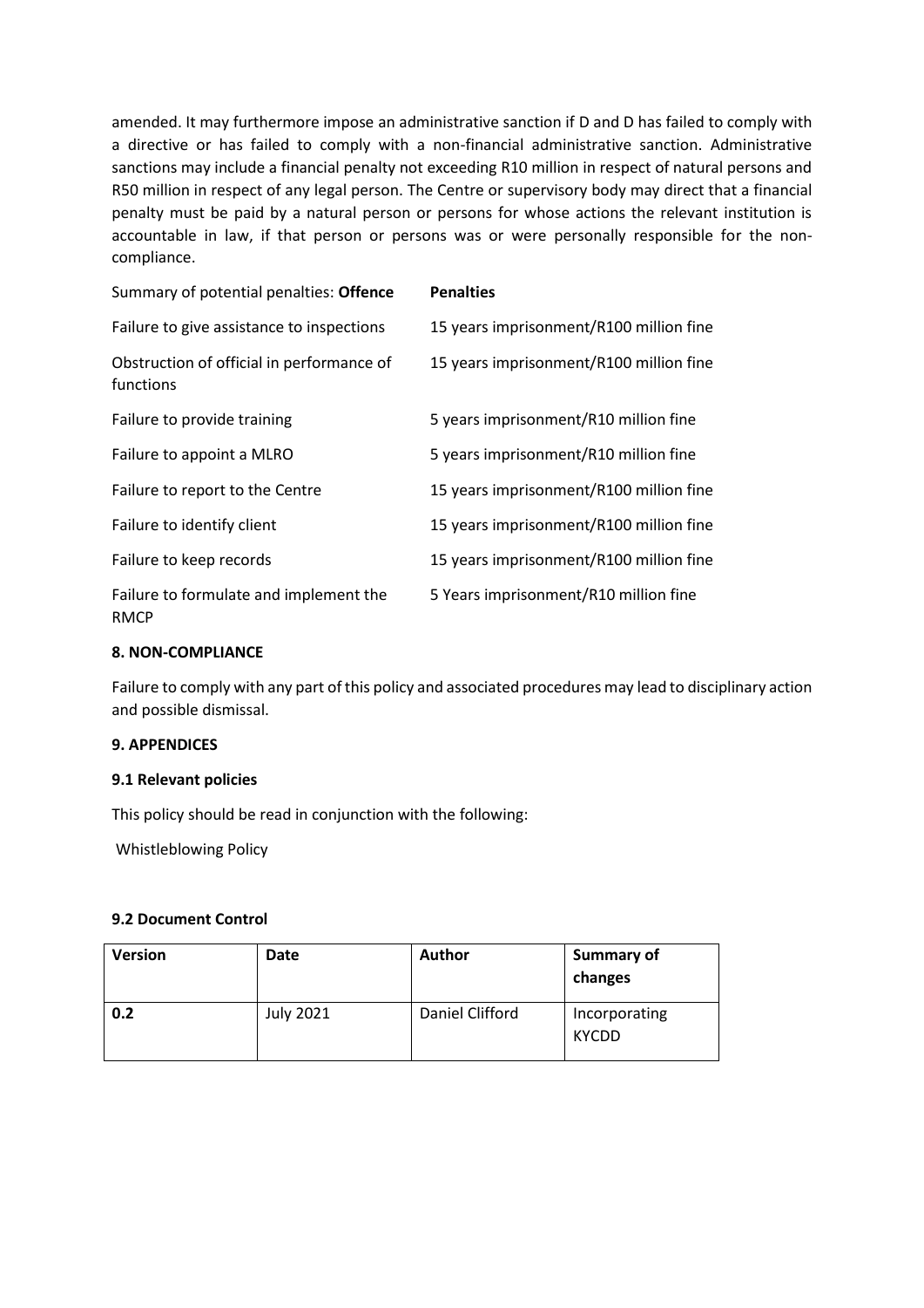amended. It may furthermore impose an administrative sanction if D and D has failed to comply with a directive or has failed to comply with a non-financial administrative sanction. Administrative sanctions may include a financial penalty not exceeding R10 million in respect of natural persons and R50 million in respect of any legal person. The Centre or supervisory body may direct that a financial penalty must be paid by a natural person or persons for whose actions the relevant institution is accountable in law, if that person or persons was or were personally responsible for the non-compliance.

| Summary of potential penalties: **Offence** | **Penalties** |
|---|---|
| Failure to give assistance to inspections | 15 years imprisonment/R100 million fine |
| Obstruction of official in performance of functions | 15 years imprisonment/R100 million fine |
| Failure to provide training | 5 years imprisonment/R10 million fine |
| Failure to appoint a MLRO | 5 years imprisonment/R10 million fine |
| Failure to report to the Centre | 15 years imprisonment/R100 million fine |
| Failure to identify client | 15 years imprisonment/R100 million fine |
| Failure to keep records | 15 years imprisonment/R100 million fine |
| Failure to formulate and implement the RMCP | 5 Years imprisonment/R10 million fine |

**8. NON-COMPLIANCE**

Failure to comply with any part of this policy and associated procedures may lead to disciplinary action and possible dismissal.

**9. APPENDICES**

**9.1 Relevant policies**

This policy should be read in conjunction with the following:

Whistleblowing Policy

**9.2 Document Control**

| **Version** | **Date** | **Author** | **Summary of changes** |
|---|---|---|---|
| **0.2** | July 2021 | Daniel Clifford | Incorporating KYCDD |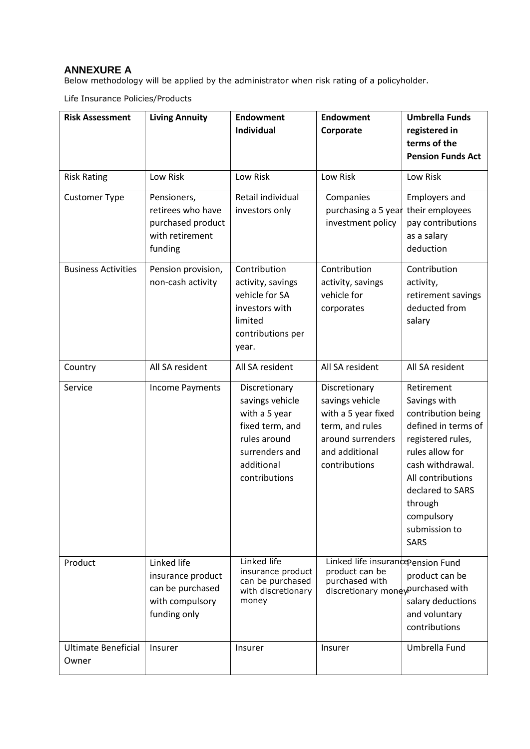## ANNEXURE A

Below methodology will be applied by the administrator when risk rating of a policyholder.

Life Insurance Policies/Products

| Risk Assessment | Living Annuity | Endowment Individual | Endowment Corporate | Umbrella Funds registered in terms of the Pension Funds Act |
|---|---|---|---|---|
| Risk Rating | Low Risk | Low Risk | Low Risk | Low Risk |
| Customer Type | Pensioners, retirees who have purchased product with retirement funding | Retail individual investors only | Companies purchasing a 5 year investment policy | Employers and their employees pay contributions as a salary deduction |
| Business Activities | Pension provision, non-cash activity | Contribution activity, savings vehicle for SA investors with limited contributions per year. | Contribution activity, savings vehicle for corporates | Contribution activity, retirement savings deducted from salary |
| Country | All SA resident | All SA resident | All SA resident | All SA resident |
| Service | Income Payments | Discretionary savings vehicle with a 5 year fixed term, and rules around surrenders and additional contributions | Discretionary savings vehicle with a 5 year fixed term, and rules around surrenders and additional contributions | Retirement Savings with contribution being defined in terms of registered rules, rules allow for cash withdrawal. All contributions declared to SARS through compulsory submission to SARS |
| Product | Linked life insurance product can be purchased with compulsory funding only | Linked life insurance product can be purchased with discretionary money | Linked life insurance product can be purchased with discretionary money | Pension Fund product can be purchased with salary deductions and voluntary contributions |
| Ultimate Beneficial Owner | Insurer | Insurer | Insurer | Umbrella Fund |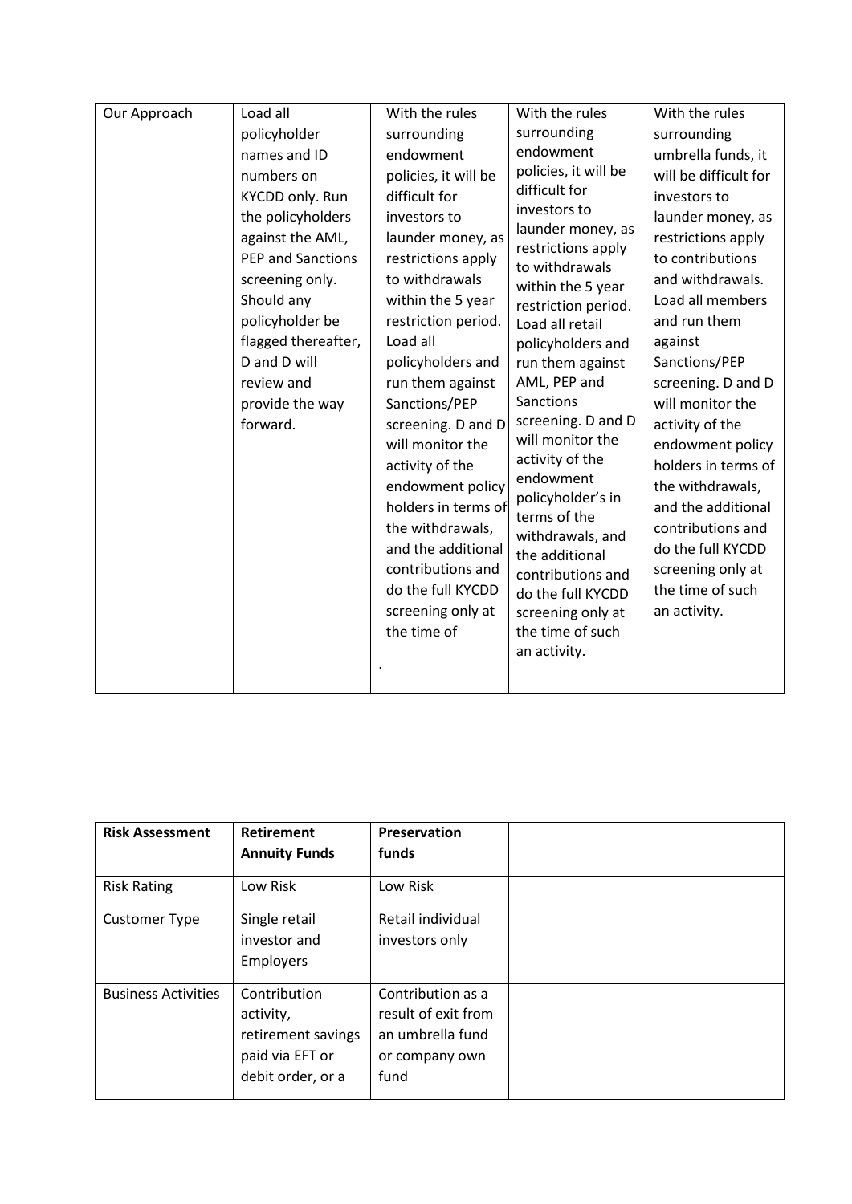| Our Approach | Load all policyholder names and ID numbers on KYCDD only. Run the policyholders against the AML, PEP and Sanctions screening only. Should any policyholder be flagged thereafter, D and D will review and provide the way forward. | With the rules surrounding endowment policies, it will be difficult for investors to launder money, as restrictions apply to withdrawals within the 5 year restriction period. Load all policyholders and run them against Sanctions/PEP screening. D and D will monitor the activity of the endowment policy holders in terms of the withdrawals, and the additional contributions and do the full KYCDD screening only at the time of<br><br>. | With the rules surrounding endowment policies, it will be difficult for investors to launder money, as restrictions apply to withdrawals within the 5 year restriction period. Load all retail policyholders and run them against AML, PEP and Sanctions screening. D and D will monitor the activity of the endowment policyholder's in terms of the withdrawals, and the additional contributions and do the full KYCDD screening only at the time of such an activity. | With the rules surrounding umbrella funds, it will be difficult for investors to launder money, as restrictions apply to contributions and withdrawals. Load all members and run them against Sanctions/PEP screening. D and D will monitor the activity of the endowment policy holders in terms of the withdrawals, and the additional contributions and do the full KYCDD screening only at the time of such an activity. |
|---|---|---|---|---|

| **Risk Assessment** | **Retirement Annuity Funds** | **Preservation funds** | | |
|---|---|---|---|---|
| Risk Rating | Low Risk | Low Risk | | |
| Customer Type | Single retail investor and Employers | Retail individual investors only | | |
| Business Activities | Contribution activity, retirement savings paid via EFT or debit order, or a | Contribution as a result of exit from an umbrella fund or company own fund | | |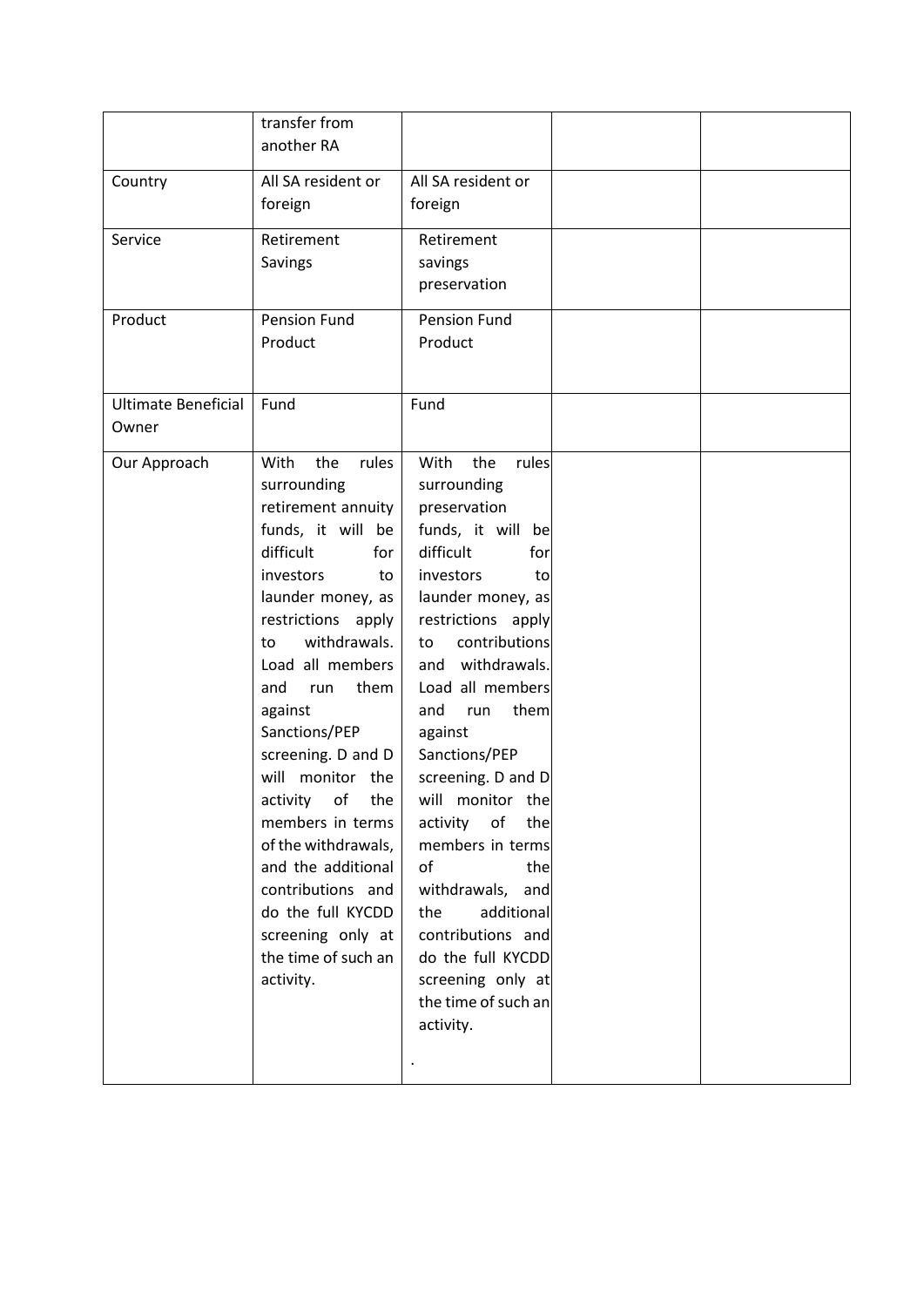| | | | | |
|---|---|---|---|---|
| | transfer from another RA | | | |
| Country | All SA resident or foreign | All SA resident or foreign | | |
| Service | Retirement Savings | Retirement savings preservation | | |
| Product | Pension Fund Product | Pension Fund Product | | |
| Ultimate Beneficial Owner | Fund | Fund | | |
| Our Approach | With the rules surrounding retirement annuity funds, it will be difficult for investors to launder money, as restrictions apply to withdrawals. Load all members and run them against Sanctions/PEP screening. D and D will monitor the activity of the members in terms of the withdrawals, and the additional contributions and do the full KYCDD screening only at the time of such an activity. | With the rules surrounding preservation funds, it will be difficult for investors to launder money, as restrictions apply to contributions and withdrawals. Load all members and run them against Sanctions/PEP screening. D and D will monitor the activity of the members in terms of the withdrawals, and the additional contributions and do the full KYCDD screening only at the time of such an activity.<br><br>. | | |